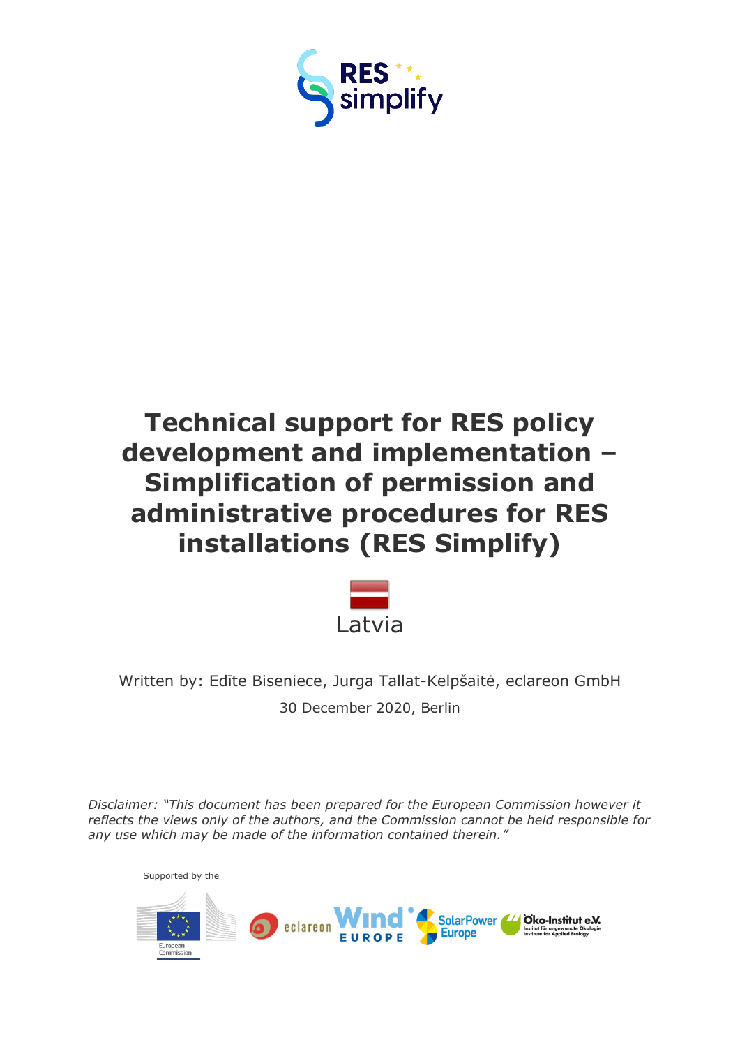RES simplify

# Technical support for RES policy development and implementation – Simplification of permission and administrative procedures for RES installations (RES Simplify)

Latvia

Written by: Edīte Biseniece, Jurga Tallat-Kelpšaitė, eclareon GmbH

30 December 2020, Berlin

*Disclaimer: "This document has been prepared for the European Commission however it reflects the views only of the authors, and the Commission cannot be held responsible for any use which may be made of the information contained therein."*

Supported by the

European Commission

eclareon

Wind Europe

SolarPower Europe

Öko-Institut e.V. Institut für angewandte Ökologie Institute for Applied Ecology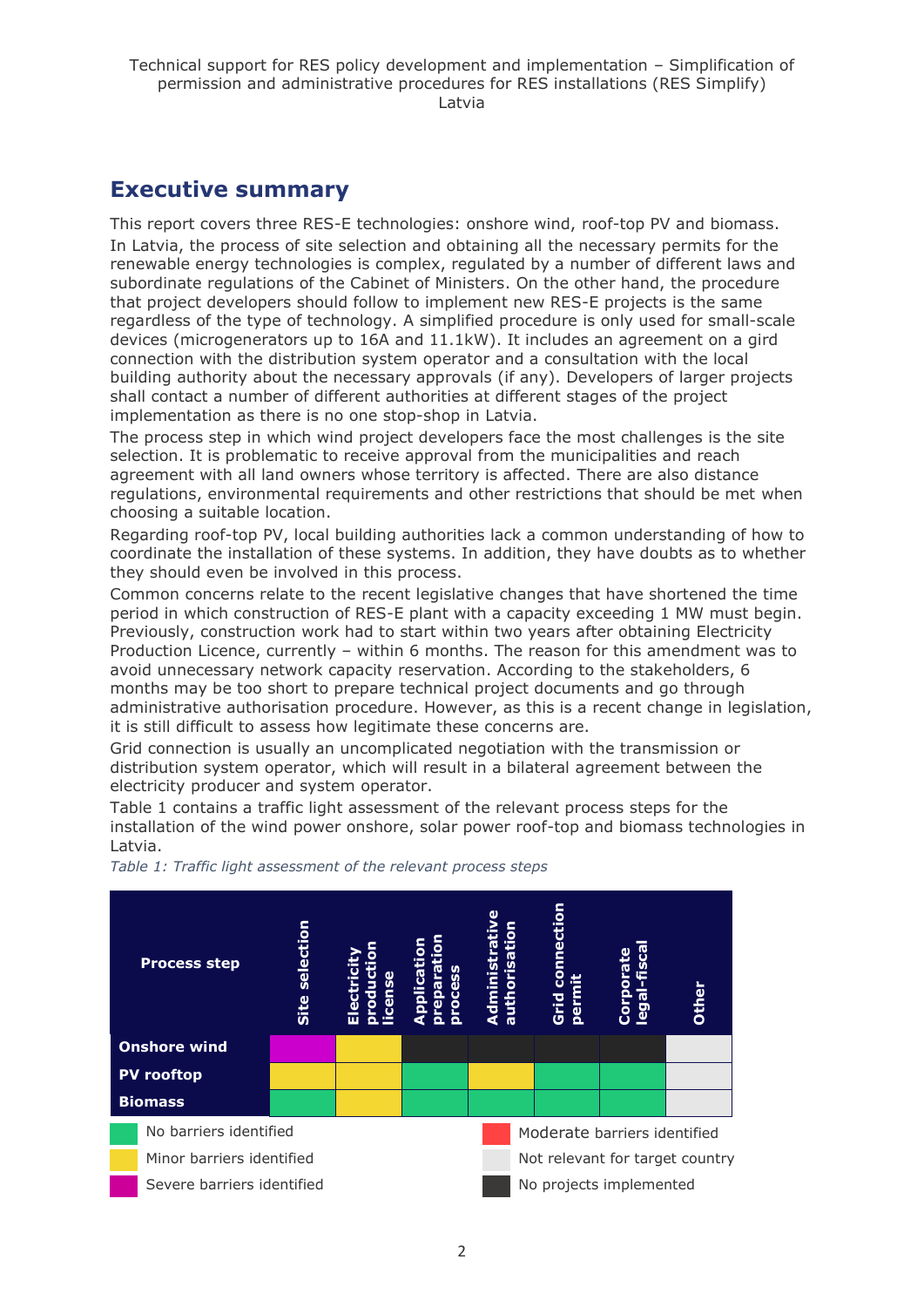## Executive summary

This report covers three RES-E technologies: onshore wind, roof-top PV and biomass. In Latvia, the process of site selection and obtaining all the necessary permits for the renewable energy technologies is complex, regulated by a number of different laws and subordinate regulations of the Cabinet of Ministers. On the other hand, the procedure that project developers should follow to implement new RES-E projects is the same regardless of the type of technology. A simplified procedure is only used for small-scale devices (microgenerators up to 16A and 11.1kW). It includes an agreement on a gird connection with the distribution system operator and a consultation with the local building authority about the necessary approvals (if any). Developers of larger projects shall contact a number of different authorities at different stages of the project implementation as there is no one stop-shop in Latvia.

The process step in which wind project developers face the most challenges is the site selection. It is problematic to receive approval from the municipalities and reach agreement with all land owners whose territory is affected. There are also distance regulations, environmental requirements and other restrictions that should be met when choosing a suitable location.

Regarding roof-top PV, local building authorities lack a common understanding of how to coordinate the installation of these systems. In addition, they have doubts as to whether they should even be involved in this process.

Common concerns relate to the recent legislative changes that have shortened the time period in which construction of RES-E plant with a capacity exceeding 1 MW must begin. Previously, construction work had to start within two years after obtaining Electricity Production Licence, currently – within 6 months. The reason for this amendment was to avoid unnecessary network capacity reservation. According to the stakeholders, 6 months may be too short to prepare technical project documents and go through administrative authorisation procedure. However, as this is a recent change in legislation, it is still difficult to assess how legitimate these concerns are.

Grid connection is usually an uncomplicated negotiation with the transmission or distribution system operator, which will result in a bilateral agreement between the electricity producer and system operator.

Table 1 contains a traffic light assessment of the relevant process steps for the installation of the wind power onshore, solar power roof-top and biomass technologies in Latvia.

*Table 1: Traffic light assessment of the relevant process steps*

| Process step | Site selection | Electricity production license | Application preparation process | Administrative authorisation | Grid connection permit | Corporate legal-fiscal | Other |
|---|---|---|---|---|---|---|---|
| **Onshore wind** | Severe barriers identified | Minor barriers identified | No projects implemented | No projects implemented | No projects implemented | No projects implemented | Not relevant for target country |
| **PV rooftop** | Minor barriers identified | Minor barriers identified | No barriers identified | Minor barriers identified | No barriers identified | No barriers identified | Not relevant for target country |
| **Biomass** | No barriers identified | Minor barriers identified | No barriers identified | No barriers identified | No barriers identified | No barriers identified | Not relevant for target country |

Legend: No barriers identified (green); Minor barriers identified (yellow); Severe barriers identified (magenta); Moderate barriers identified (red); Not relevant for target country (light grey); No projects implemented (dark grey)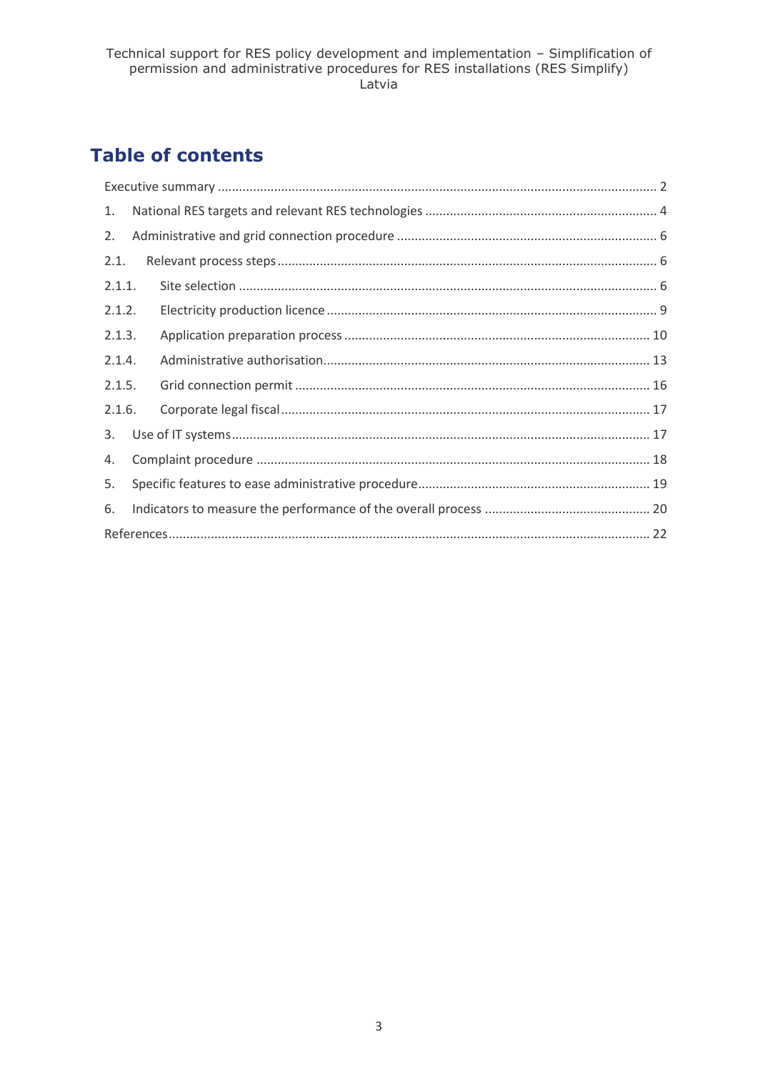# Table of contents

Executive summary ........................................................................................................................ 2

1. National RES targets and relevant RES technologies ................................................................. 4
2. Administrative and grid connection procedure ......................................................................... 6

2.1. Relevant process steps ........................................................................................................ 6

2.1.1. Site selection ................................................................................................................... 6

2.1.2. Electricity production licence ........................................................................................... 9

2.1.3. Application preparation process ..................................................................................... 10

2.1.4. Administrative authorisation ........................................................................................... 13

2.1.5. Grid connection permit ................................................................................................... 16

2.1.6. Corporate legal fiscal ...................................................................................................... 17

3. Use of IT systems ..................................................................................................................... 17
4. Complaint procedure ............................................................................................................... 18
5. Specific features to ease administrative procedure ................................................................. 19
6. Indicators to measure the performance of the overall process ............................................... 20

References ..................................................................................................................................... 22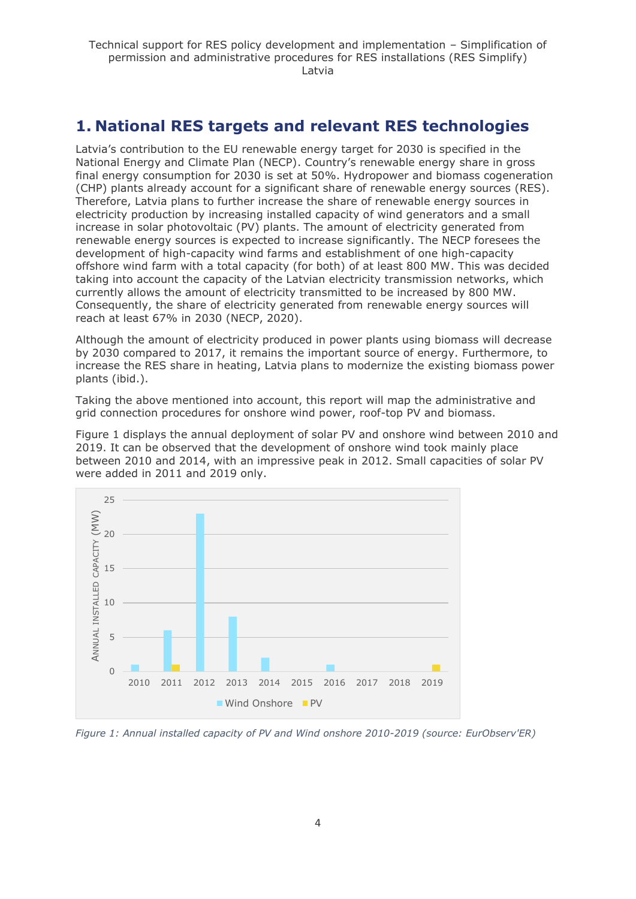# 1. National RES targets and relevant RES technologies

Latvia's contribution to the EU renewable energy target for 2030 is specified in the National Energy and Climate Plan (NECP). Country's renewable energy share in gross final energy consumption for 2030 is set at 50%. Hydropower and biomass cogeneration (CHP) plants already account for a significant share of renewable energy sources (RES). Therefore, Latvia plans to further increase the share of renewable energy sources in electricity production by increasing installed capacity of wind generators and a small increase in solar photovoltaic (PV) plants. The amount of electricity generated from renewable energy sources is expected to increase significantly. The NECP foresees the development of high-capacity wind farms and establishment of one high-capacity offshore wind farm with a total capacity (for both) of at least 800 MW. This was decided taking into account the capacity of the Latvian electricity transmission networks, which currently allows the amount of electricity transmitted to be increased by 800 MW. Consequently, the share of electricity generated from renewable energy sources will reach at least 67% in 2030 (NECP, 2020).

Although the amount of electricity produced in power plants using biomass will decrease by 2030 compared to 2017, it remains the important source of energy. Furthermore, to increase the RES share in heating, Latvia plans to modernize the existing biomass power plants (ibid.).

Taking the above mentioned into account, this report will map the administrative and grid connection procedures for onshore wind power, roof-top PV and biomass.

Figure 1 displays the annual deployment of solar PV and onshore wind between 2010 and 2019. It can be observed that the development of onshore wind took mainly place between 2010 and 2014, with an impressive peak in 2012. Small capacities of solar PV were added in 2011 and 2019 only.

*Figure 1: Annual installed capacity of PV and Wind onshore 2010-2019 (source: EurObserv'ER)*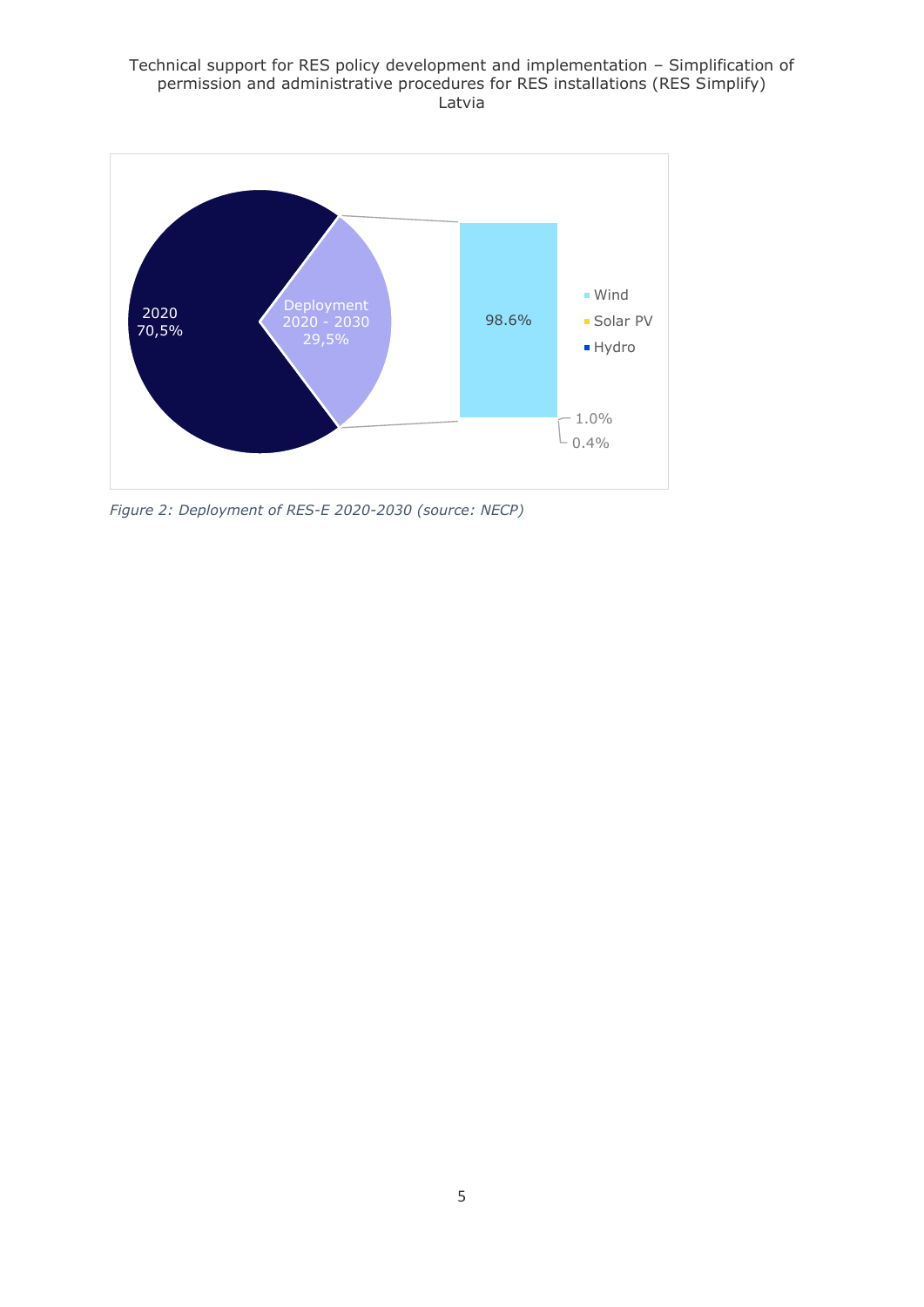*Figure 2: Deployment of RES-E 2020-2030 (source: NECP)*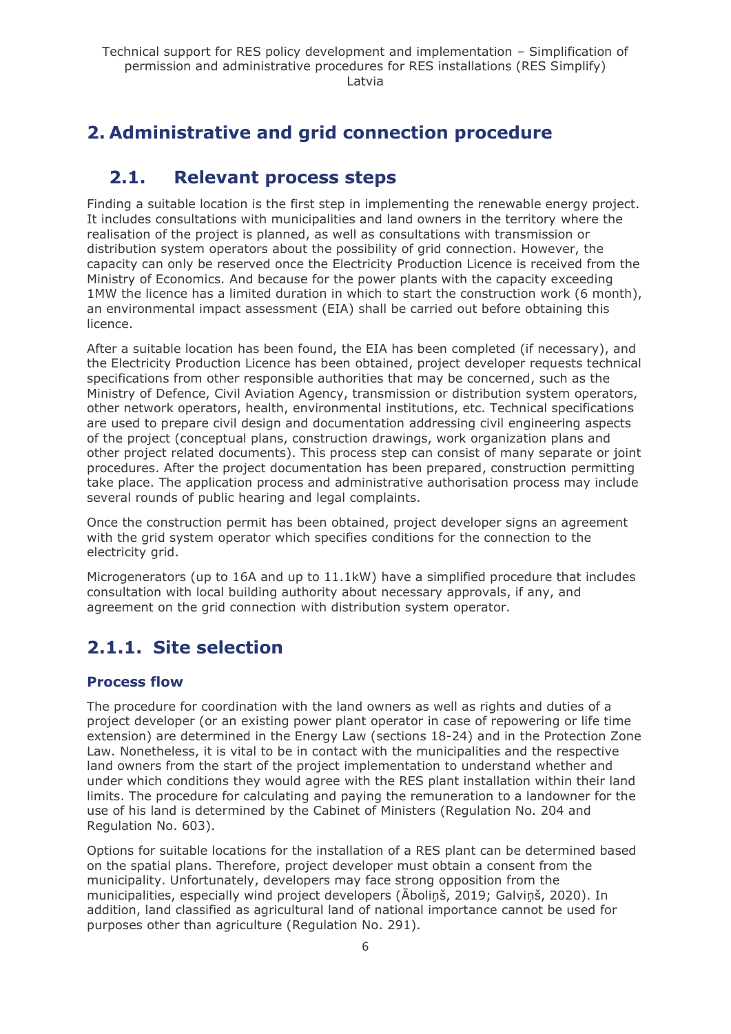## 2. Administrative and grid connection procedure

### 2.1. Relevant process steps

Finding a suitable location is the first step in implementing the renewable energy project. It includes consultations with municipalities and land owners in the territory where the realisation of the project is planned, as well as consultations with transmission or distribution system operators about the possibility of grid connection. However, the capacity can only be reserved once the Electricity Production Licence is received from the Ministry of Economics. And because for the power plants with the capacity exceeding 1MW the licence has a limited duration in which to start the construction work (6 month), an environmental impact assessment (EIA) shall be carried out before obtaining this licence.

After a suitable location has been found, the EIA has been completed (if necessary), and the Electricity Production Licence has been obtained, project developer requests technical specifications from other responsible authorities that may be concerned, such as the Ministry of Defence, Civil Aviation Agency, transmission or distribution system operators, other network operators, health, environmental institutions, etc. Technical specifications are used to prepare civil design and documentation addressing civil engineering aspects of the project (conceptual plans, construction drawings, work organization plans and other project related documents). This process step can consist of many separate or joint procedures. After the project documentation has been prepared, construction permitting take place. The application process and administrative authorisation process may include several rounds of public hearing and legal complaints.

Once the construction permit has been obtained, project developer signs an agreement with the grid system operator which specifies conditions for the connection to the electricity grid.

Microgenerators (up to 16A and up to 11.1kW) have a simplified procedure that includes consultation with local building authority about necessary approvals, if any, and agreement on the grid connection with distribution system operator.

### 2.1.1. Site selection

#### Process flow

The procedure for coordination with the land owners as well as rights and duties of a project developer (or an existing power plant operator in case of repowering or life time extension) are determined in the Energy Law (sections 18-24) and in the Protection Zone Law. Nonetheless, it is vital to be in contact with the municipalities and the respective land owners from the start of the project implementation to understand whether and under which conditions they would agree with the RES plant installation within their land limits. The procedure for calculating and paying the remuneration to a landowner for the use of his land is determined by the Cabinet of Ministers (Regulation No. 204 and Regulation No. 603).

Options for suitable locations for the installation of a RES plant can be determined based on the spatial plans. Therefore, project developer must obtain a consent from the municipality. Unfortunately, developers may face strong opposition from the municipalities, especially wind project developers (Āboliņš, 2019; Galviņš, 2020). In addition, land classified as agricultural land of national importance cannot be used for purposes other than agriculture (Regulation No. 291).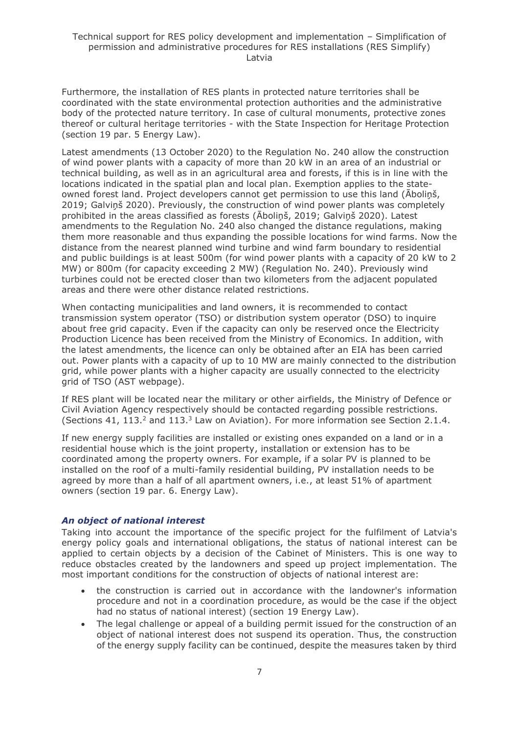Furthermore, the installation of RES plants in protected nature territories shall be coordinated with the state environmental protection authorities and the administrative body of the protected nature territory. In case of cultural monuments, protective zones thereof or cultural heritage territories - with the State Inspection for Heritage Protection (section 19 par. 5 Energy Law).

Latest amendments (13 October 2020) to the Regulation No. 240 allow the construction of wind power plants with a capacity of more than 20 kW in an area of an industrial or technical building, as well as in an agricultural area and forests, if this is in line with the locations indicated in the spatial plan and local plan. Exemption applies to the state-owned forest land. Project developers cannot get permission to use this land (Āboliņš, 2019; Galviņš 2020). Previously, the construction of wind power plants was completely prohibited in the areas classified as forests (Āboliņš, 2019; Galviņš 2020). Latest amendments to the Regulation No. 240 also changed the distance regulations, making them more reasonable and thus expanding the possible locations for wind farms. Now the distance from the nearest planned wind turbine and wind farm boundary to residential and public buildings is at least 500m (for wind power plants with a capacity of 20 kW to 2 MW) or 800m (for capacity exceeding 2 MW) (Regulation No. 240). Previously wind turbines could not be erected closer than two kilometers from the adjacent populated areas and there were other distance related restrictions.

When contacting municipalities and land owners, it is recommended to contact transmission system operator (TSO) or distribution system operator (DSO) to inquire about free grid capacity. Even if the capacity can only be reserved once the Electricity Production Licence has been received from the Ministry of Economics. In addition, with the latest amendments, the licence can only be obtained after an EIA has been carried out. Power plants with a capacity of up to 10 MW are mainly connected to the distribution grid, while power plants with a higher capacity are usually connected to the electricity grid of TSO (AST webpage).

If RES plant will be located near the military or other airfields, the Ministry of Defence or Civil Aviation Agency respectively should be contacted regarding possible restrictions. (Sections 41, 113.[2] and 113.[3] Law on Aviation). For more information see Section 2.1.4.

If new energy supply facilities are installed or existing ones expanded on a land or in a residential house which is the joint property, installation or extension has to be coordinated among the property owners. For example, if a solar PV is planned to be installed on the roof of a multi-family residential building, PV installation needs to be agreed by more than a half of all apartment owners, i.e., at least 51% of apartment owners (section 19 par. 6. Energy Law).

### *An object of national interest*

Taking into account the importance of the specific project for the fulfilment of Latvia's energy policy goals and international obligations, the status of national interest can be applied to certain objects by a decision of the Cabinet of Ministers. This is one way to reduce obstacles created by the landowners and speed up project implementation. The most important conditions for the construction of objects of national interest are:

- the construction is carried out in accordance with the landowner's information procedure and not in a coordination procedure, as would be the case if the object had no status of national interest) (section 19 Energy Law).
- The legal challenge or appeal of a building permit issued for the construction of an object of national interest does not suspend its operation. Thus, the construction of the energy supply facility can be continued, despite the measures taken by third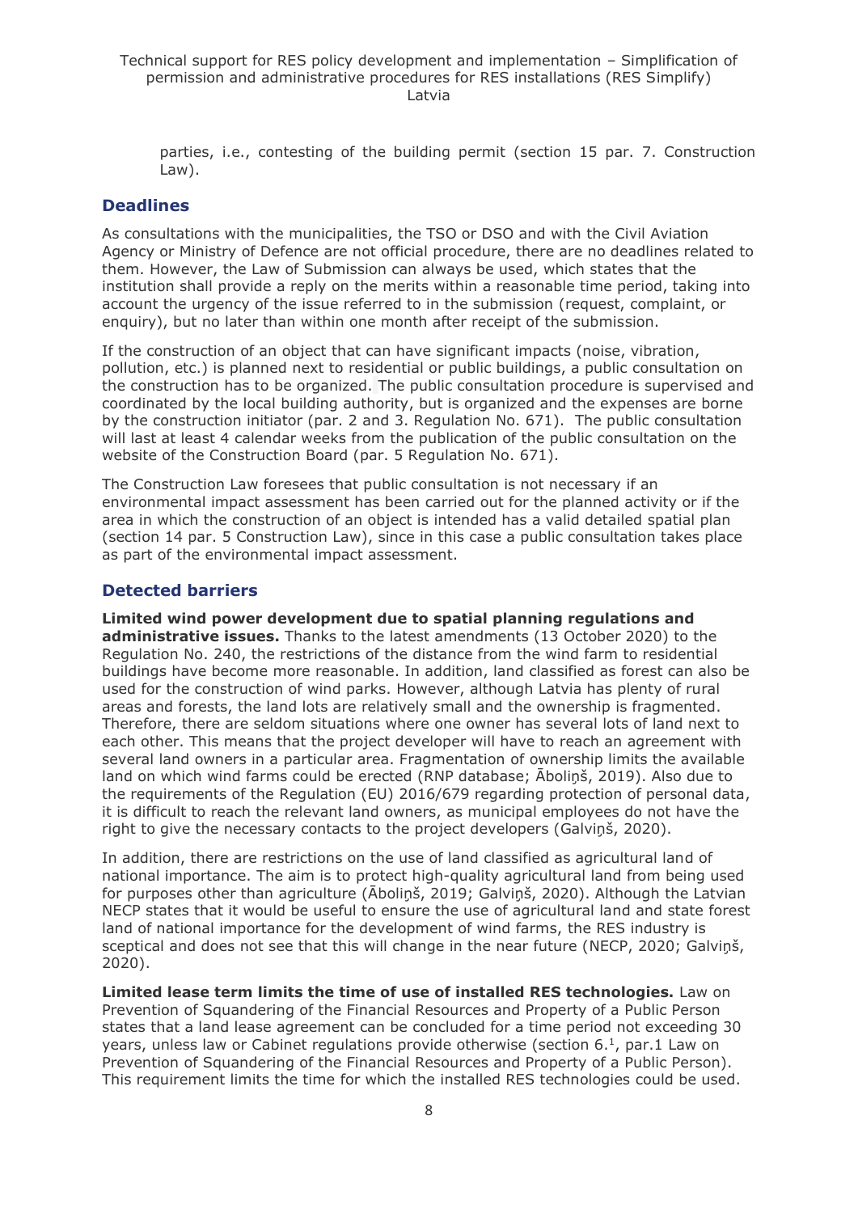parties, i.e., contesting of the building permit (section 15 par. 7. Construction Law).

## Deadlines

As consultations with the municipalities, the TSO or DSO and with the Civil Aviation Agency or Ministry of Defence are not official procedure, there are no deadlines related to them. However, the Law of Submission can always be used, which states that the institution shall provide a reply on the merits within a reasonable time period, taking into account the urgency of the issue referred to in the submission (request, complaint, or enquiry), but no later than within one month after receipt of the submission.

If the construction of an object that can have significant impacts (noise, vibration, pollution, etc.) is planned next to residential or public buildings, a public consultation on the construction has to be organized. The public consultation procedure is supervised and coordinated by the local building authority, but is organized and the expenses are borne by the construction initiator (par. 2 and 3. Regulation No. 671). The public consultation will last at least 4 calendar weeks from the publication of the public consultation on the website of the Construction Board (par. 5 Regulation No. 671).

The Construction Law foresees that public consultation is not necessary if an environmental impact assessment has been carried out for the planned activity or if the area in which the construction of an object is intended has a valid detailed spatial plan (section 14 par. 5 Construction Law), since in this case a public consultation takes place as part of the environmental impact assessment.

## Detected barriers

**Limited wind power development due to spatial planning regulations and administrative issues.** Thanks to the latest amendments (13 October 2020) to the Regulation No. 240, the restrictions of the distance from the wind farm to residential buildings have become more reasonable. In addition, land classified as forest can also be used for the construction of wind parks. However, although Latvia has plenty of rural areas and forests, the land lots are relatively small and the ownership is fragmented. Therefore, there are seldom situations where one owner has several lots of land next to each other. This means that the project developer will have to reach an agreement with several land owners in a particular area. Fragmentation of ownership limits the available land on which wind farms could be erected (RNP database; Āboliņš, 2019). Also due to the requirements of the Regulation (EU) 2016/679 regarding protection of personal data, it is difficult to reach the relevant land owners, as municipal employees do not have the right to give the necessary contacts to the project developers (Galviņš, 2020).

In addition, there are restrictions on the use of land classified as agricultural land of national importance. The aim is to protect high-quality agricultural land from being used for purposes other than agriculture (Āboliņš, 2019; Galviņš, 2020). Although the Latvian NECP states that it would be useful to ensure the use of agricultural land and state forest land of national importance for the development of wind farms, the RES industry is sceptical and does not see that this will change in the near future (NECP, 2020; Galviņš, 2020).

**Limited lease term limits the time of use of installed RES technologies.** Law on Prevention of Squandering of the Financial Resources and Property of a Public Person states that a land lease agreement can be concluded for a time period not exceeding 30 years, unless law or Cabinet regulations provide otherwise (section 6.[1], par.1 Law on Prevention of Squandering of the Financial Resources and Property of a Public Person). This requirement limits the time for which the installed RES technologies could be used.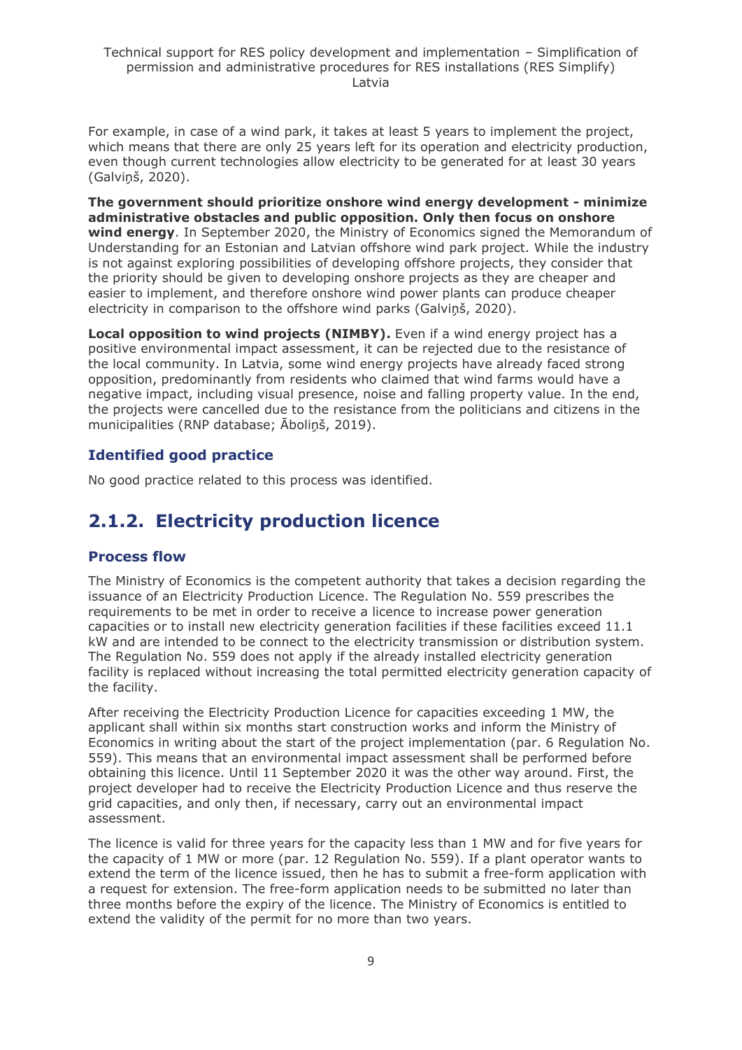For example, in case of a wind park, it takes at least 5 years to implement the project, which means that there are only 25 years left for its operation and electricity production, even though current technologies allow electricity to be generated for at least 30 years (Galviņš, 2020).

**The government should prioritize onshore wind energy development - minimize administrative obstacles and public opposition. Only then focus on onshore wind energy**. In September 2020, the Ministry of Economics signed the Memorandum of Understanding for an Estonian and Latvian offshore wind park project. While the industry is not against exploring possibilities of developing offshore projects, they consider that the priority should be given to developing onshore projects as they are cheaper and easier to implement, and therefore onshore wind power plants can produce cheaper electricity in comparison to the offshore wind parks (Galviņš, 2020).

**Local opposition to wind projects (NIMBY).** Even if a wind energy project has a positive environmental impact assessment, it can be rejected due to the resistance of the local community. In Latvia, some wind energy projects have already faced strong opposition, predominantly from residents who claimed that wind farms would have a negative impact, including visual presence, noise and falling property value. In the end, the projects were cancelled due to the resistance from the politicians and citizens in the municipalities (RNP database; Āboliņš, 2019).

### Identified good practice

No good practice related to this process was identified.

## 2.1.2. Electricity production licence

### Process flow

The Ministry of Economics is the competent authority that takes a decision regarding the issuance of an Electricity Production Licence. The Regulation No. 559 prescribes the requirements to be met in order to receive a licence to increase power generation capacities or to install new electricity generation facilities if these facilities exceed 11.1 kW and are intended to be connect to the electricity transmission or distribution system. The Regulation No. 559 does not apply if the already installed electricity generation facility is replaced without increasing the total permitted electricity generation capacity of the facility.

After receiving the Electricity Production Licence for capacities exceeding 1 MW, the applicant shall within six months start construction works and inform the Ministry of Economics in writing about the start of the project implementation (par. 6 Regulation No. 559). This means that an environmental impact assessment shall be performed before obtaining this licence. Until 11 September 2020 it was the other way around. First, the project developer had to receive the Electricity Production Licence and thus reserve the grid capacities, and only then, if necessary, carry out an environmental impact assessment.

The licence is valid for three years for the capacity less than 1 MW and for five years for the capacity of 1 MW or more (par. 12 Regulation No. 559). If a plant operator wants to extend the term of the licence issued, then he has to submit a free-form application with a request for extension. The free-form application needs to be submitted no later than three months before the expiry of the licence. The Ministry of Economics is entitled to extend the validity of the permit for no more than two years.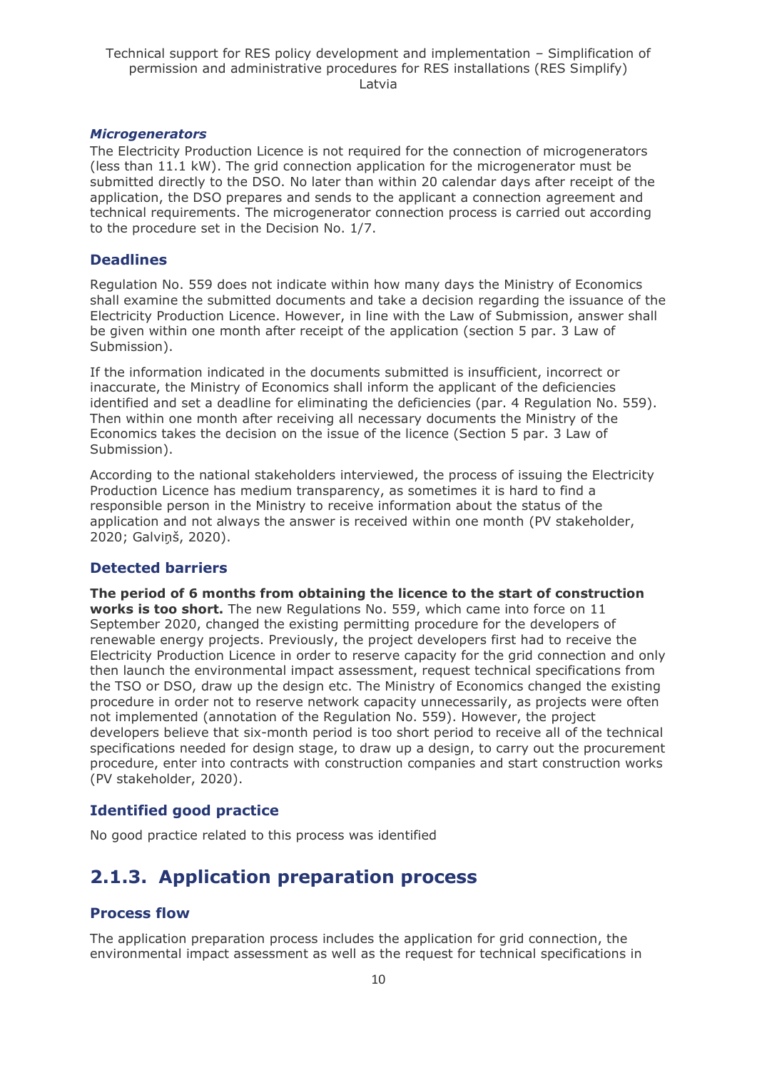#### *Microgenerators*

The Electricity Production Licence is not required for the connection of microgenerators (less than 11.1 kW). The grid connection application for the microgenerator must be submitted directly to the DSO. No later than within 20 calendar days after receipt of the application, the DSO prepares and sends to the applicant a connection agreement and technical requirements. The microgenerator connection process is carried out according to the procedure set in the Decision No. 1/7.

### Deadlines

Regulation No. 559 does not indicate within how many days the Ministry of Economics shall examine the submitted documents and take a decision regarding the issuance of the Electricity Production Licence. However, in line with the Law of Submission, answer shall be given within one month after receipt of the application (section 5 par. 3 Law of Submission).

If the information indicated in the documents submitted is insufficient, incorrect or inaccurate, the Ministry of Economics shall inform the applicant of the deficiencies identified and set a deadline for eliminating the deficiencies (par. 4 Regulation No. 559). Then within one month after receiving all necessary documents the Ministry of the Economics takes the decision on the issue of the licence (Section 5 par. 3 Law of Submission).

According to the national stakeholders interviewed, the process of issuing the Electricity Production Licence has medium transparency, as sometimes it is hard to find a responsible person in the Ministry to receive information about the status of the application and not always the answer is received within one month (PV stakeholder, 2020; Galviŋš, 2020).

### Detected barriers

**The period of 6 months from obtaining the licence to the start of construction works is too short.** The new Regulations No. 559, which came into force on 11 September 2020, changed the existing permitting procedure for the developers of renewable energy projects. Previously, the project developers first had to receive the Electricity Production Licence in order to reserve capacity for the grid connection and only then launch the environmental impact assessment, request technical specifications from the TSO or DSO, draw up the design etc. The Ministry of Economics changed the existing procedure in order not to reserve network capacity unnecessarily, as projects were often not implemented (annotation of the Regulation No. 559). However, the project developers believe that six-month period is too short period to receive all of the technical specifications needed for design stage, to draw up a design, to carry out the procurement procedure, enter into contracts with construction companies and start construction works (PV stakeholder, 2020).

### Identified good practice

No good practice related to this process was identified

## 2.1.3. Application preparation process

### Process flow

The application preparation process includes the application for grid connection, the environmental impact assessment as well as the request for technical specifications in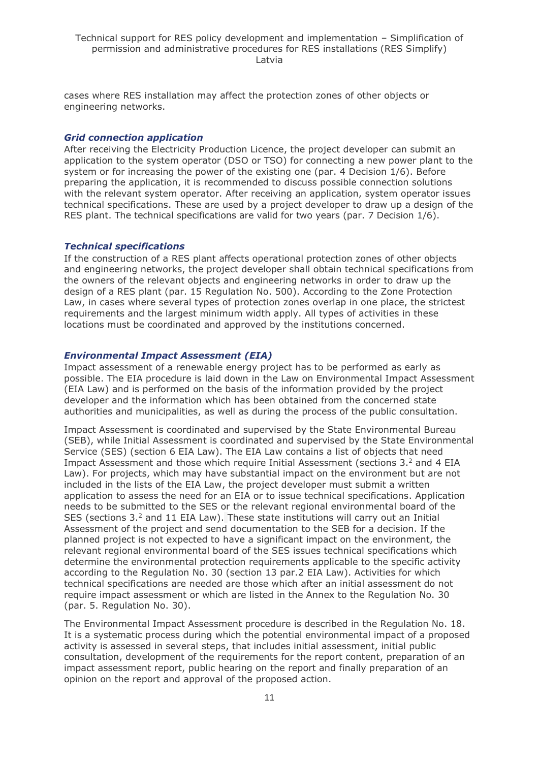cases where RES installation may affect the protection zones of other objects or engineering networks.

### *Grid connection application*

After receiving the Electricity Production Licence, the project developer can submit an application to the system operator (DSO or TSO) for connecting a new power plant to the system or for increasing the power of the existing one (par. 4 Decision 1/6). Before preparing the application, it is recommended to discuss possible connection solutions with the relevant system operator. After receiving an application, system operator issues technical specifications. These are used by a project developer to draw up a design of the RES plant. The technical specifications are valid for two years (par. 7 Decision 1/6).

### *Technical specifications*

If the construction of a RES plant affects operational protection zones of other objects and engineering networks, the project developer shall obtain technical specifications from the owners of the relevant objects and engineering networks in order to draw up the design of a RES plant (par. 15 Regulation No. 500). According to the Zone Protection Law, in cases where several types of protection zones overlap in one place, the strictest requirements and the largest minimum width apply. All types of activities in these locations must be coordinated and approved by the institutions concerned.

### *Environmental Impact Assessment (EIA)*

Impact assessment of a renewable energy project has to be performed as early as possible. The EIA procedure is laid down in the Law on Environmental Impact Assessment (EIA Law) and is performed on the basis of the information provided by the project developer and the information which has been obtained from the concerned state authorities and municipalities, as well as during the process of the public consultation.

Impact Assessment is coordinated and supervised by the State Environmental Bureau (SEB), while Initial Assessment is coordinated and supervised by the State Environmental Service (SES) (section 6 EIA Law). The EIA Law contains a list of objects that need Impact Assessment and those which require Initial Assessment (sections 3.[2] and 4 EIA Law). For projects, which may have substantial impact on the environment but are not included in the lists of the EIA Law, the project developer must submit a written application to assess the need for an EIA or to issue technical specifications. Application needs to be submitted to the SES or the relevant regional environmental board of the SES (sections 3.[2] and 11 EIA Law). These state institutions will carry out an Initial Assessment of the project and send documentation to the SEB for a decision. If the planned project is not expected to have a significant impact on the environment, the relevant regional environmental board of the SES issues technical specifications which determine the environmental protection requirements applicable to the specific activity according to the Regulation No. 30 (section 13 par.2 EIA Law). Activities for which technical specifications are needed are those which after an initial assessment do not require impact assessment or which are listed in the Annex to the Regulation No. 30 (par. 5. Regulation No. 30).

The Environmental Impact Assessment procedure is described in the Regulation No. 18. It is a systematic process during which the potential environmental impact of a proposed activity is assessed in several steps, that includes initial assessment, initial public consultation, development of the requirements for the report content, preparation of an impact assessment report, public hearing on the report and finally preparation of an opinion on the report and approval of the proposed action.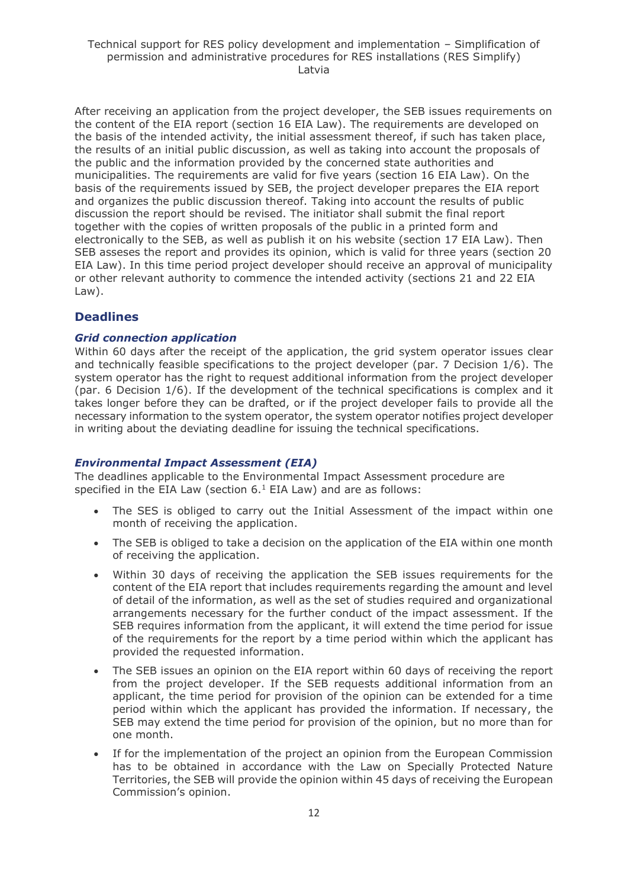After receiving an application from the project developer, the SEB issues requirements on the content of the EIA report (section 16 EIA Law). The requirements are developed on the basis of the intended activity, the initial assessment thereof, if such has taken place, the results of an initial public discussion, as well as taking into account the proposals of the public and the information provided by the concerned state authorities and municipalities. The requirements are valid for five years (section 16 EIA Law). On the basis of the requirements issued by SEB, the project developer prepares the EIA report and organizes the public discussion thereof. Taking into account the results of public discussion the report should be revised. The initiator shall submit the final report together with the copies of written proposals of the public in a printed form and electronically to the SEB, as well as publish it on his website (section 17 EIA Law). Then SEB asseses the report and provides its opinion, which is valid for three years (section 20 EIA Law). In this time period project developer should receive an approval of municipality or other relevant authority to commence the intended activity (sections 21 and 22 EIA Law).

## Deadlines

### *Grid connection application*

Within 60 days after the receipt of the application, the grid system operator issues clear and technically feasible specifications to the project developer (par. 7 Decision 1/6). The system operator has the right to request additional information from the project developer (par. 6 Decision 1/6). If the development of the technical specifications is complex and it takes longer before they can be drafted, or if the project developer fails to provide all the necessary information to the system operator, the system operator notifies project developer in writing about the deviating deadline for issuing the technical specifications.

### *Environmental Impact Assessment (EIA)*

The deadlines applicable to the Environmental Impact Assessment procedure are specified in the EIA Law (section 6.[1] EIA Law) and are as follows:

- The SES is obliged to carry out the Initial Assessment of the impact within one month of receiving the application.
- The SEB is obliged to take a decision on the application of the EIA within one month of receiving the application.
- Within 30 days of receiving the application the SEB issues requirements for the content of the EIA report that includes requirements regarding the amount and level of detail of the information, as well as the set of studies required and organizational arrangements necessary for the further conduct of the impact assessment. If the SEB requires information from the applicant, it will extend the time period for issue of the requirements for the report by a time period within which the applicant has provided the requested information.
- The SEB issues an opinion on the EIA report within 60 days of receiving the report from the project developer. If the SEB requests additional information from an applicant, the time period for provision of the opinion can be extended for a time period within which the applicant has provided the information. If necessary, the SEB may extend the time period for provision of the opinion, but no more than for one month.
- If for the implementation of the project an opinion from the European Commission has to be obtained in accordance with the Law on Specially Protected Nature Territories, the SEB will provide the opinion within 45 days of receiving the European Commission's opinion.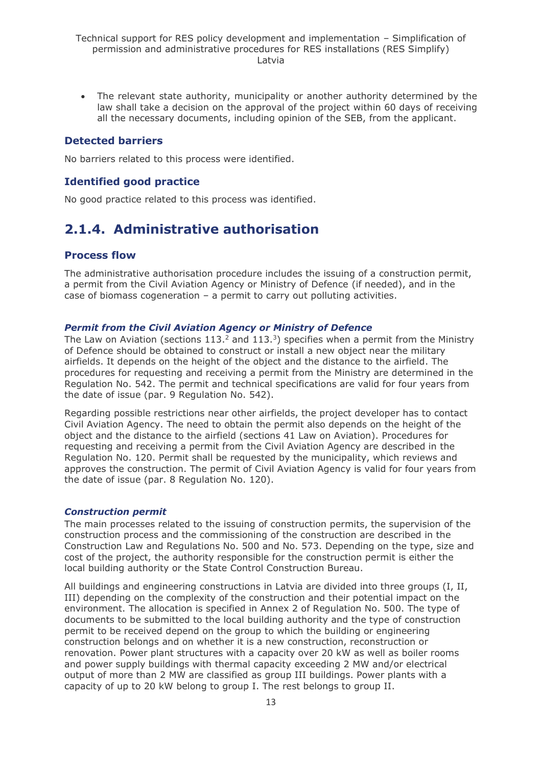- The relevant state authority, municipality or another authority determined by the law shall take a decision on the approval of the project within 60 days of receiving all the necessary documents, including opinion of the SEB, from the applicant.

### Detected barriers

No barriers related to this process were identified.

### Identified good practice

No good practice related to this process was identified.

## 2.1.4. Administrative authorisation

### Process flow

The administrative authorisation procedure includes the issuing of a construction permit, a permit from the Civil Aviation Agency or Ministry of Defence (if needed), and in the case of biomass cogeneration – a permit to carry out polluting activities.

#### *Permit from the Civil Aviation Agency or Ministry of Defence*

The Law on Aviation (sections 113.[2] and 113.[3]) specifies when a permit from the Ministry of Defence should be obtained to construct or install a new object near the military airfields. It depends on the height of the object and the distance to the airfield. The procedures for requesting and receiving a permit from the Ministry are determined in the Regulation No. 542. The permit and technical specifications are valid for four years from the date of issue (par. 9 Regulation No. 542).

Regarding possible restrictions near other airfields, the project developer has to contact Civil Aviation Agency. The need to obtain the permit also depends on the height of the object and the distance to the airfield (sections 41 Law on Aviation). Procedures for requesting and receiving a permit from the Civil Aviation Agency are described in the Regulation No. 120. Permit shall be requested by the municipality, which reviews and approves the construction. The permit of Civil Aviation Agency is valid for four years from the date of issue (par. 8 Regulation No. 120).

#### *Construction permit*

The main processes related to the issuing of construction permits, the supervision of the construction process and the commissioning of the construction are described in the Construction Law and Regulations No. 500 and No. 573. Depending on the type, size and cost of the project, the authority responsible for the construction permit is either the local building authority or the State Control Construction Bureau.

All buildings and engineering constructions in Latvia are divided into three groups (I, II, III) depending on the complexity of the construction and their potential impact on the environment. The allocation is specified in Annex 2 of Regulation No. 500. The type of documents to be submitted to the local building authority and the type of construction permit to be received depend on the group to which the building or engineering construction belongs and on whether it is a new construction, reconstruction or renovation. Power plant structures with a capacity over 20 kW as well as boiler rooms and power supply buildings with thermal capacity exceeding 2 MW and/or electrical output of more than 2 MW are classified as group III buildings. Power plants with a capacity of up to 20 kW belong to group I. The rest belongs to group II.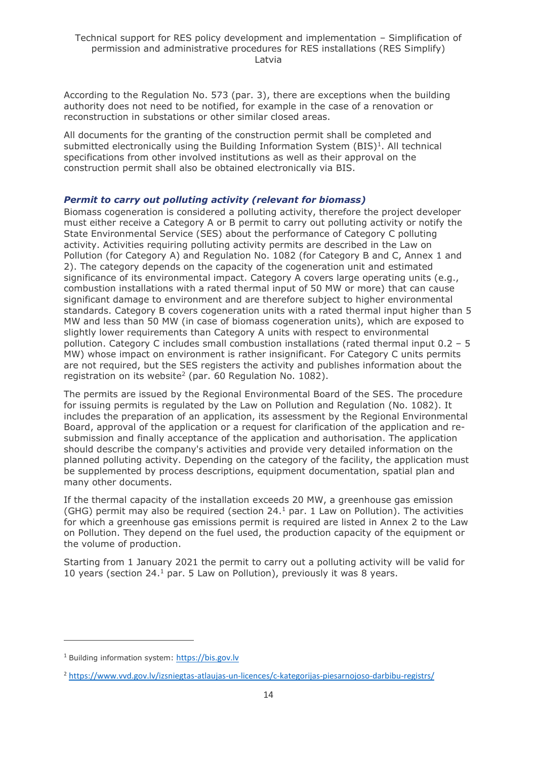According to the Regulation No. 573 (par. 3), there are exceptions when the building authority does not need to be notified, for example in the case of a renovation or reconstruction in substations or other similar closed areas.

All documents for the granting of the construction permit shall be completed and submitted electronically using the Building Information System (BIS)[1]. All technical specifications from other involved institutions as well as their approval on the construction permit shall also be obtained electronically via BIS.

### *Permit to carry out polluting activity (relevant for biomass)*

Biomass cogeneration is considered a polluting activity, therefore the project developer must either receive a Category A or B permit to carry out polluting activity or notify the State Environmental Service (SES) about the performance of Category C polluting activity. Activities requiring polluting activity permits are described in the Law on Pollution (for Category A) and Regulation No. 1082 (for Category B and C, Annex 1 and 2). The category depends on the capacity of the cogeneration unit and estimated significance of its environmental impact. Category A covers large operating units (e.g., combustion installations with a rated thermal input of 50 MW or more) that can cause significant damage to environment and are therefore subject to higher environmental standards. Category B covers cogeneration units with a rated thermal input higher than 5 MW and less than 50 MW (in case of biomass cogeneration units), which are exposed to slightly lower requirements than Category A units with respect to environmental pollution. Category C includes small combustion installations (rated thermal input 0.2 – 5 MW) whose impact on environment is rather insignificant. For Category C units permits are not required, but the SES registers the activity and publishes information about the registration on its website[2] (par. 60 Regulation No. 1082).

The permits are issued by the Regional Environmental Board of the SES. The procedure for issuing permits is regulated by the Law on Pollution and Regulation (No. 1082). It includes the preparation of an application, its assessment by the Regional Environmental Board, approval of the application or a request for clarification of the application and re-submission and finally acceptance of the application and authorisation. The application should describe the company's activities and provide very detailed information on the planned polluting activity. Depending on the category of the facility, the application must be supplemented by process descriptions, equipment documentation, spatial plan and many other documents.

If the thermal capacity of the installation exceeds 20 MW, a greenhouse gas emission (GHG) permit may also be required (section 24.[1] par. 1 Law on Pollution). The activities for which a greenhouse gas emissions permit is required are listed in Annex 2 to the Law on Pollution. They depend on the fuel used, the production capacity of the equipment or the volume of production.

Starting from 1 January 2021 the permit to carry out a polluting activity will be valid for 10 years (section 24.[1] par. 5 Law on Pollution), previously it was 8 years.

---

[1] Building information system: https://bis.gov.lv

[2] https://www.vvd.gov.lv/izsniegtas-atlaujas-un-licences/c-kategorijas-piesarnojoso-darbibu-registrs/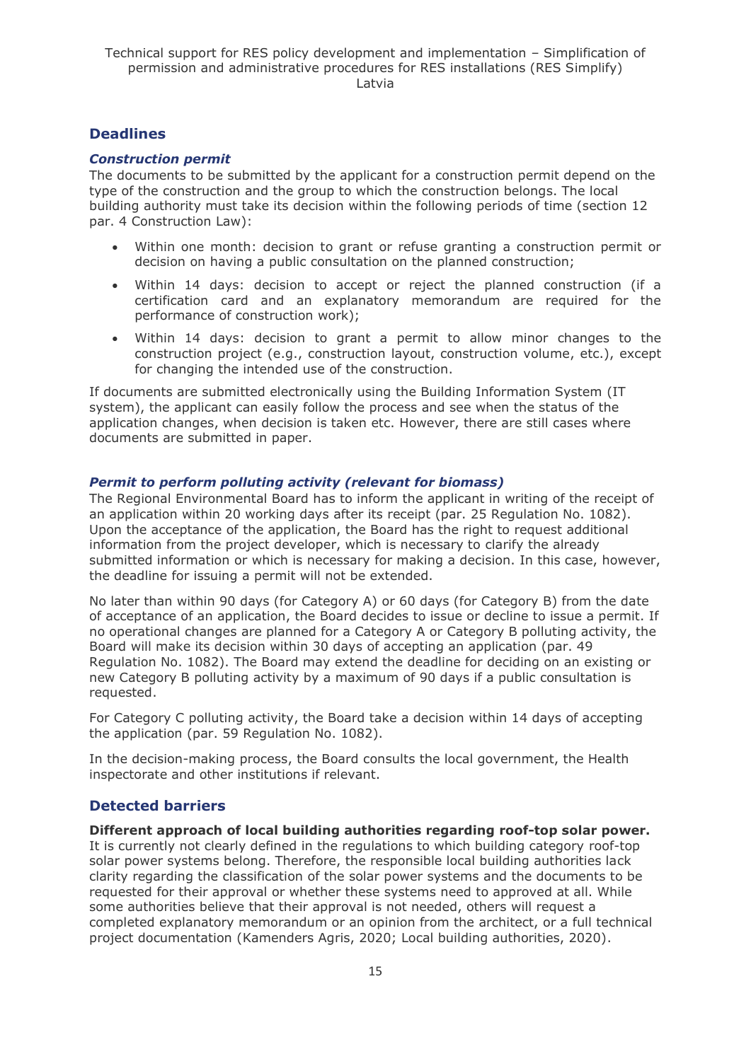## Deadlines

### *Construction permit*

The documents to be submitted by the applicant for a construction permit depend on the type of the construction and the group to which the construction belongs. The local building authority must take its decision within the following periods of time (section 12 par. 4 Construction Law):

- Within one month: decision to grant or refuse granting a construction permit or decision on having a public consultation on the planned construction;
- Within 14 days: decision to accept or reject the planned construction (if a certification card and an explanatory memorandum are required for the performance of construction work);
- Within 14 days: decision to grant a permit to allow minor changes to the construction project (e.g., construction layout, construction volume, etc.), except for changing the intended use of the construction.

If documents are submitted electronically using the Building Information System (IT system), the applicant can easily follow the process and see when the status of the application changes, when decision is taken etc. However, there are still cases where documents are submitted in paper.

### *Permit to perform polluting activity (relevant for biomass)*

The Regional Environmental Board has to inform the applicant in writing of the receipt of an application within 20 working days after its receipt (par. 25 Regulation No. 1082). Upon the acceptance of the application, the Board has the right to request additional information from the project developer, which is necessary to clarify the already submitted information or which is necessary for making a decision. In this case, however, the deadline for issuing a permit will not be extended.

No later than within 90 days (for Category A) or 60 days (for Category B) from the date of acceptance of an application, the Board decides to issue or decline to issue a permit. If no operational changes are planned for a Category A or Category B polluting activity, the Board will make its decision within 30 days of accepting an application (par. 49 Regulation No. 1082). The Board may extend the deadline for deciding on an existing or new Category B polluting activity by a maximum of 90 days if a public consultation is requested.

For Category C polluting activity, the Board take a decision within 14 days of accepting the application (par. 59 Regulation No. 1082).

In the decision-making process, the Board consults the local government, the Health inspectorate and other institutions if relevant.

## Detected barriers

**Different approach of local building authorities regarding roof-top solar power.** It is currently not clearly defined in the regulations to which building category roof-top solar power systems belong. Therefore, the responsible local building authorities lack clarity regarding the classification of the solar power systems and the documents to be requested for their approval or whether these systems need to approved at all. While some authorities believe that their approval is not needed, others will request a completed explanatory memorandum or an opinion from the architect, or a full technical project documentation (Kamenders Agris, 2020; Local building authorities, 2020).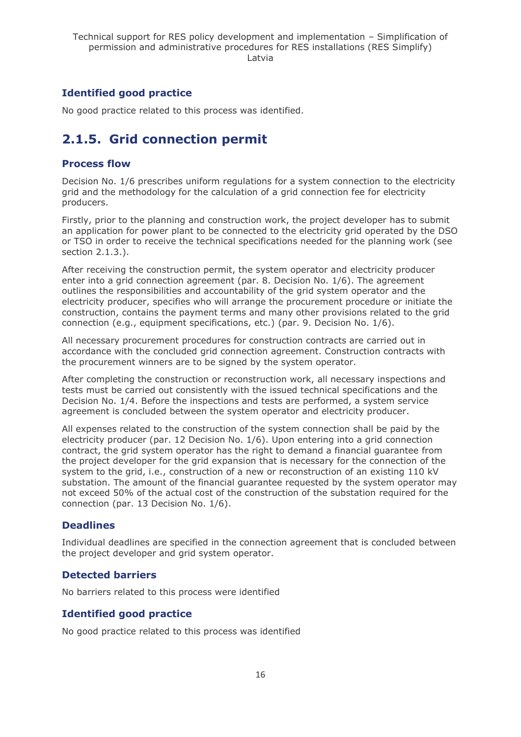### Identified good practice

No good practice related to this process was identified.

## 2.1.5. Grid connection permit

### Process flow

Decision No. 1/6 prescribes uniform regulations for a system connection to the electricity grid and the methodology for the calculation of a grid connection fee for electricity producers.

Firstly, prior to the planning and construction work, the project developer has to submit an application for power plant to be connected to the electricity grid operated by the DSO or TSO in order to receive the technical specifications needed for the planning work (see section 2.1.3.).

After receiving the construction permit, the system operator and electricity producer enter into a grid connection agreement (par. 8. Decision No. 1/6). The agreement outlines the responsibilities and accountability of the grid system operator and the electricity producer, specifies who will arrange the procurement procedure or initiate the construction, contains the payment terms and many other provisions related to the grid connection (e.g., equipment specifications, etc.) (par. 9. Decision No. 1/6).

All necessary procurement procedures for construction contracts are carried out in accordance with the concluded grid connection agreement. Construction contracts with the procurement winners are to be signed by the system operator.

After completing the construction or reconstruction work, all necessary inspections and tests must be carried out consistently with the issued technical specifications and the Decision No. 1/4. Before the inspections and tests are performed, a system service agreement is concluded between the system operator and electricity producer.

All expenses related to the construction of the system connection shall be paid by the electricity producer (par. 12 Decision No. 1/6). Upon entering into a grid connection contract, the grid system operator has the right to demand a financial guarantee from the project developer for the grid expansion that is necessary for the connection of the system to the grid, i.e., construction of a new or reconstruction of an existing 110 kV substation. The amount of the financial guarantee requested by the system operator may not exceed 50% of the actual cost of the construction of the substation required for the connection (par. 13 Decision No. 1/6).

### Deadlines

Individual deadlines are specified in the connection agreement that is concluded between the project developer and grid system operator.

### Detected barriers

No barriers related to this process were identified

### Identified good practice

No good practice related to this process was identified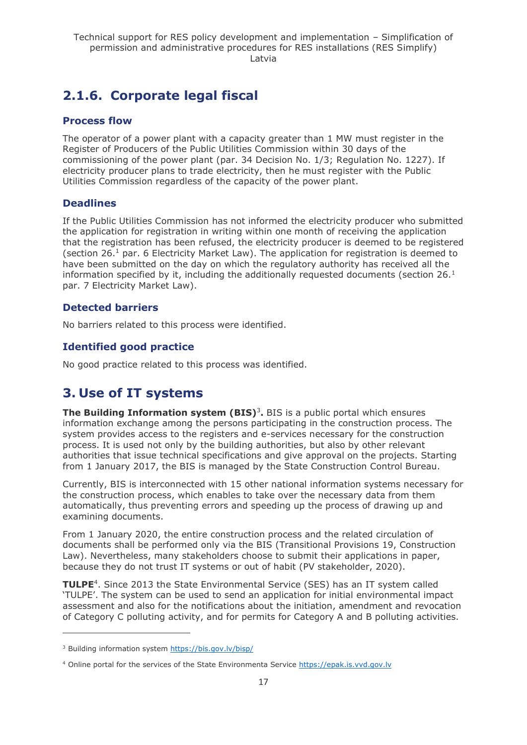## 2.1.6. Corporate legal fiscal

### Process flow

The operator of a power plant with a capacity greater than 1 MW must register in the Register of Producers of the Public Utilities Commission within 30 days of the commissioning of the power plant (par. 34 Decision No. 1/3; Regulation No. 1227). If electricity producer plans to trade electricity, then he must register with the Public Utilities Commission regardless of the capacity of the power plant.

### Deadlines

If the Public Utilities Commission has not informed the electricity producer who submitted the application for registration in writing within one month of receiving the application that the registration has been refused, the electricity producer is deemed to be registered (section 26.[1] par. 6 Electricity Market Law). The application for registration is deemed to have been submitted on the day on which the regulatory authority has received all the information specified by it, including the additionally requested documents (section 26.[1] par. 7 Electricity Market Law).

### Detected barriers

No barriers related to this process were identified.

### Identified good practice

No good practice related to this process was identified.

# 3. Use of IT systems

**The Building Information system (BIS)**[3]**.** BIS is a public portal which ensures information exchange among the persons participating in the construction process. The system provides access to the registers and e-services necessary for the construction process. It is used not only by the building authorities, but also by other relevant authorities that issue technical specifications and give approval on the projects. Starting from 1 January 2017, the BIS is managed by the State Construction Control Bureau.

Currently, BIS is interconnected with 15 other national information systems necessary for the construction process, which enables to take over the necessary data from them automatically, thus preventing errors and speeding up the process of drawing up and examining documents.

From 1 January 2020, the entire construction process and the related circulation of documents shall be performed only via the BIS (Transitional Provisions 19, Construction Law). Nevertheless, many stakeholders choose to submit their applications in paper, because they do not trust IT systems or out of habit (PV stakeholder, 2020).

**TULPE**[4]. Since 2013 the State Environmental Service (SES) has an IT system called 'TULPE'. The system can be used to send an application for initial environmental impact assessment and also for the notifications about the initiation, amendment and revocation of Category C polluting activity, and for permits for Category A and B polluting activities.

---

[3] Building information system https://bis.gov.lv/bisp/

[4] Online portal for the services of the State Environmenta Service https://epak.is.vvd.gov.lv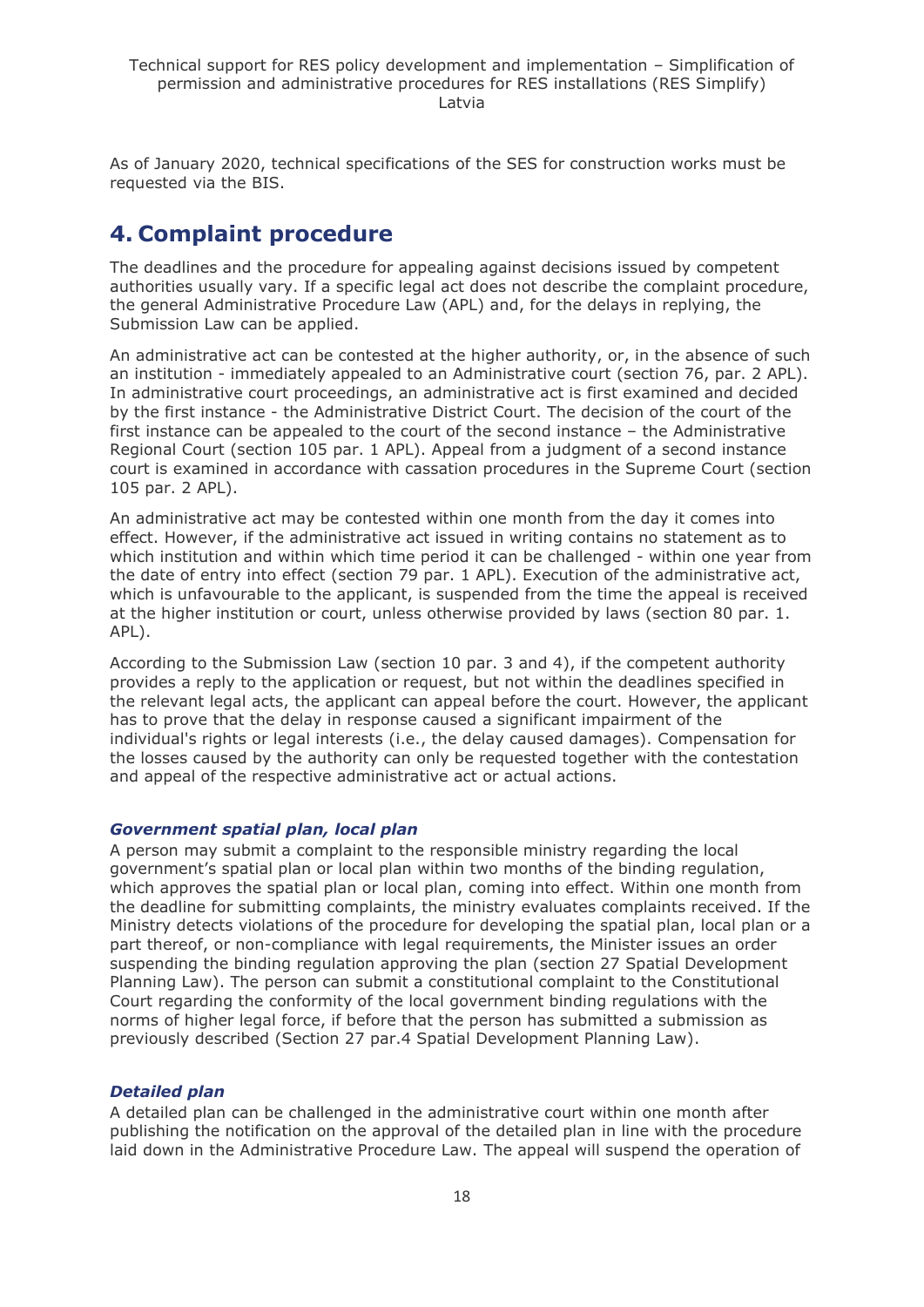As of January 2020, technical specifications of the SES for construction works must be requested via the BIS.

# 4. Complaint procedure

The deadlines and the procedure for appealing against decisions issued by competent authorities usually vary. If a specific legal act does not describe the complaint procedure, the general Administrative Procedure Law (APL) and, for the delays in replying, the Submission Law can be applied.

An administrative act can be contested at the higher authority, or, in the absence of such an institution - immediately appealed to an Administrative court (section 76, par. 2 APL). In administrative court proceedings, an administrative act is first examined and decided by the first instance - the Administrative District Court. The decision of the court of the first instance can be appealed to the court of the second instance – the Administrative Regional Court (section 105 par. 1 APL). Appeal from a judgment of a second instance court is examined in accordance with cassation procedures in the Supreme Court (section 105 par. 2 APL).

An administrative act may be contested within one month from the day it comes into effect. However, if the administrative act issued in writing contains no statement as to which institution and within which time period it can be challenged - within one year from the date of entry into effect (section 79 par. 1 APL). Execution of the administrative act, which is unfavourable to the applicant, is suspended from the time the appeal is received at the higher institution or court, unless otherwise provided by laws (section 80 par. 1. APL).

According to the Submission Law (section 10 par. 3 and 4), if the competent authority provides a reply to the application or request, but not within the deadlines specified in the relevant legal acts, the applicant can appeal before the court. However, the applicant has to prove that the delay in response caused a significant impairment of the individual's rights or legal interests (i.e., the delay caused damages). Compensation for the losses caused by the authority can only be requested together with the contestation and appeal of the respective administrative act or actual actions.

### *Government spatial plan, local plan*

A person may submit a complaint to the responsible ministry regarding the local government's spatial plan or local plan within two months of the binding regulation, which approves the spatial plan or local plan, coming into effect. Within one month from the deadline for submitting complaints, the ministry evaluates complaints received. If the Ministry detects violations of the procedure for developing the spatial plan, local plan or a part thereof, or non-compliance with legal requirements, the Minister issues an order suspending the binding regulation approving the plan (section 27 Spatial Development Planning Law). The person can submit a constitutional complaint to the Constitutional Court regarding the conformity of the local government binding regulations with the norms of higher legal force, if before that the person has submitted a submission as previously described (Section 27 par.4 Spatial Development Planning Law).

### *Detailed plan*

A detailed plan can be challenged in the administrative court within one month after publishing the notification on the approval of the detailed plan in line with the procedure laid down in the Administrative Procedure Law. The appeal will suspend the operation of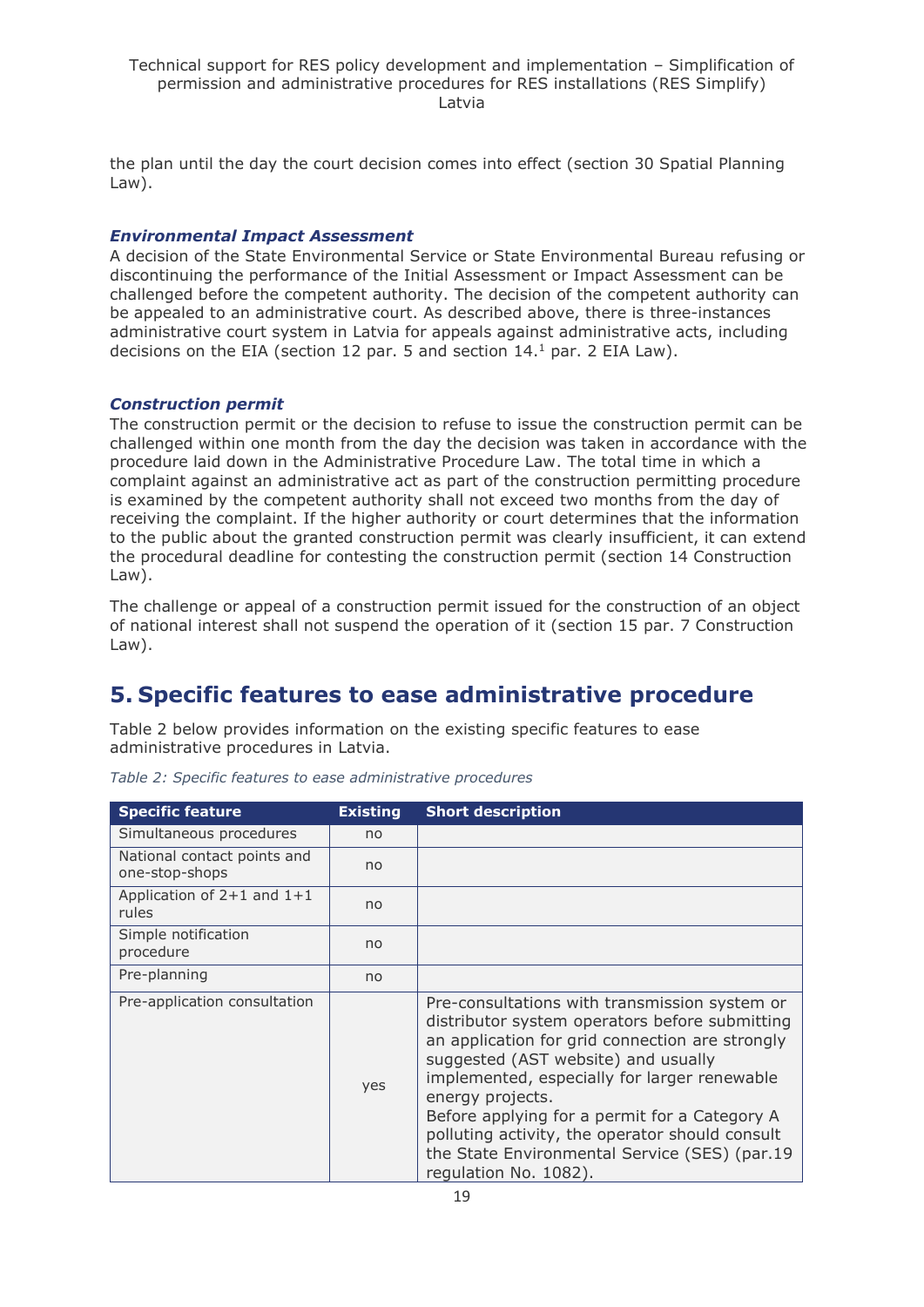the plan until the day the court decision comes into effect (section 30 Spatial Planning Law).

### *Environmental Impact Assessment*

A decision of the State Environmental Service or State Environmental Bureau refusing or discontinuing the performance of the Initial Assessment or Impact Assessment can be challenged before the competent authority. The decision of the competent authority can be appealed to an administrative court. As described above, there is three-instances administrative court system in Latvia for appeals against administrative acts, including decisions on the EIA (section 12 par. 5 and section 14.[1] par. 2 EIA Law).

### *Construction permit*

The construction permit or the decision to refuse to issue the construction permit can be challenged within one month from the day the decision was taken in accordance with the procedure laid down in the Administrative Procedure Law. The total time in which a complaint against an administrative act as part of the construction permitting procedure is examined by the competent authority shall not exceed two months from the day of receiving the complaint. If the higher authority or court determines that the information to the public about the granted construction permit was clearly insufficient, it can extend the procedural deadline for contesting the construction permit (section 14 Construction Law).

The challenge or appeal of a construction permit issued for the construction of an object of national interest shall not suspend the operation of it (section 15 par. 7 Construction Law).

## 5. Specific features to ease administrative procedure

Table 2 below provides information on the existing specific features to ease administrative procedures in Latvia.

*Table 2: Specific features to ease administrative procedures*

| Specific feature | Existing | Short description |
|---|---|---|
| Simultaneous procedures | no | |
| National contact points and one-stop-shops | no | |
| Application of 2+1 and 1+1 rules | no | |
| Simple notification procedure | no | |
| Pre-planning | no | |
| Pre-application consultation | yes | Pre-consultations with transmission system or distributor system operators before submitting an application for grid connection are strongly suggested (AST website) and usually implemented, especially for larger renewable energy projects. Before applying for a permit for a Category A polluting activity, the operator should consult the State Environmental Service (SES) (par.19 regulation No. 1082). |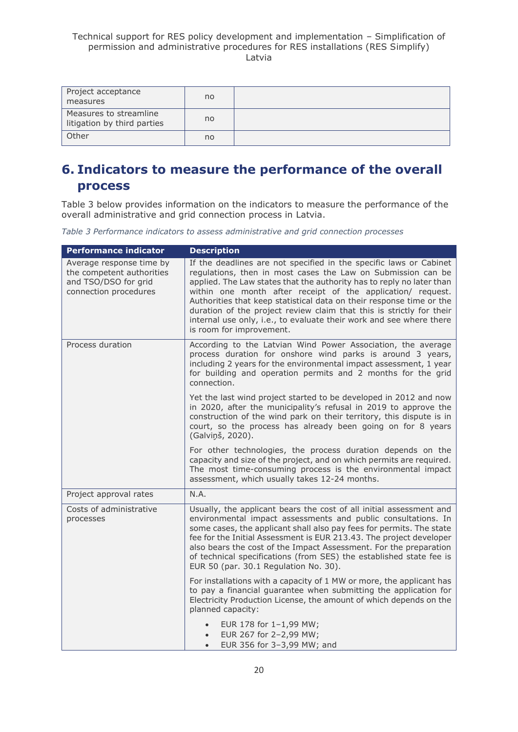| Project acceptance measures | no | |
|---|---|---|
| Measures to streamline litigation by third parties | no | |
| Other | no | |

# 6. Indicators to measure the performance of the overall process

Table 3 below provides information on the indicators to measure the performance of the overall administrative and grid connection process in Latvia.

*Table 3 Performance indicators to assess administrative and grid connection processes*

| Performance indicator | Description |
|---|---|
| Average response time by the competent authorities and TSO/DSO for grid connection procedures | If the deadlines are not specified in the specific laws or Cabinet regulations, then in most cases the Law on Submission can be applied. The Law states that the authority has to reply no later than within one month after receipt of the application/ request. Authorities that keep statistical data on their response time or the duration of the project review claim that this is strictly for their internal use only, i.e., to evaluate their work and see where there is room for improvement. |
| Process duration | According to the Latvian Wind Power Association, the average process duration for onshore wind parks is around 3 years, including 2 years for the environmental impact assessment, 1 year for building and operation permits and 2 months for the grid connection.<br><br>Yet the last wind project started to be developed in 2012 and now in 2020, after the municipality's refusal in 2019 to approve the construction of the wind park on their territory, this dispute is in court, so the process has already been going on for 8 years (Galviņš, 2020).<br><br>For other technologies, the process duration depends on the capacity and size of the project, and on which permits are required. The most time-consuming process is the environmental impact assessment, which usually takes 12-24 months. |
| Project approval rates | N.A. |
| Costs of administrative processes | Usually, the applicant bears the cost of all initial assessment and environmental impact assessments and public consultations. In some cases, the applicant shall also pay fees for permits. The state fee for the Initial Assessment is EUR 213.43. The project developer also bears the cost of the Impact Assessment. For the preparation of technical specifications (from SES) the established state fee is EUR 50 (par. 30.1 Regulation No. 30).<br><br>For installations with a capacity of 1 MW or more, the applicant has to pay a financial guarantee when submitting the application for Electricity Production License, the amount of which depends on the planned capacity:<br><br>• EUR 178 for 1–1,99 MW;<br>• EUR 267 for 2–2,99 MW;<br>• EUR 356 for 3–3,99 MW; and |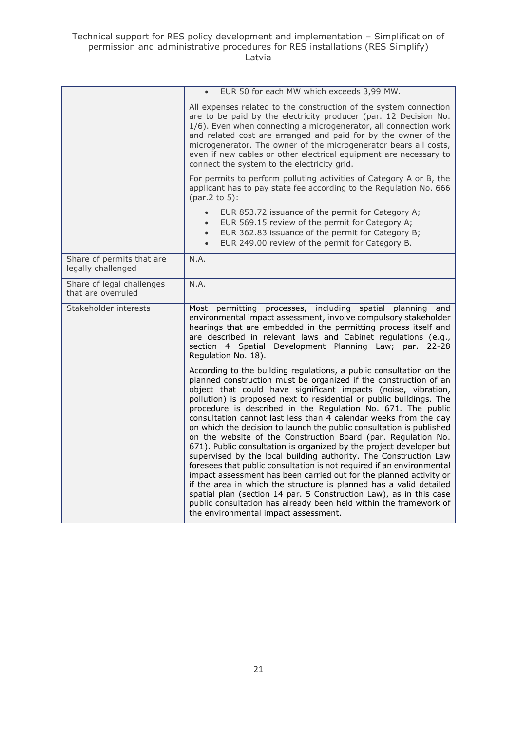| | |
|---|---|
| | • EUR 50 for each MW which exceeds 3,99 MW.<br><br>All expenses related to the construction of the system connection are to be paid by the electricity producer (par. 12 Decision No. 1/6). Even when connecting a microgenerator, all connection work and related cost are arranged and paid for by the owner of the microgenerator. The owner of the microgenerator bears all costs, even if new cables or other electrical equipment are necessary to connect the system to the electricity grid.<br><br>For permits to perform polluting activities of Category A or B, the applicant has to pay state fee according to the Regulation No. 666 (par.2 to 5):<br><br>• EUR 853.72 issuance of the permit for Category A;<br>• EUR 569.15 review of the permit for Category A;<br>• EUR 362.83 issuance of the permit for Category B;<br>• EUR 249.00 review of the permit for Category B. |
| Share of permits that are legally challenged | N.A. |
| Share of legal challenges that are overruled | N.A. |
| Stakeholder interests | Most permitting processes, including spatial planning and environmental impact assessment, involve compulsory stakeholder hearings that are embedded in the permitting process itself and are described in relevant laws and Cabinet regulations (e.g., section 4 Spatial Development Planning Law; par. 22-28 Regulation No. 18).<br><br>According to the building regulations, a public consultation on the planned construction must be organized if the construction of an object that could have significant impacts (noise, vibration, pollution) is proposed next to residential or public buildings. The procedure is described in the Regulation No. 671. The public consultation cannot last less than 4 calendar weeks from the day on which the decision to launch the public consultation is published on the website of the Construction Board (par. Regulation No. 671). Public consultation is organized by the project developer but supervised by the local building authority. The Construction Law foresees that public consultation is not required if an environmental impact assessment has been carried out for the planned activity or if the area in which the structure is planned has a valid detailed spatial plan (section 14 par. 5 Construction Law), as in this case public consultation has already been held within the framework of the environmental impact assessment. |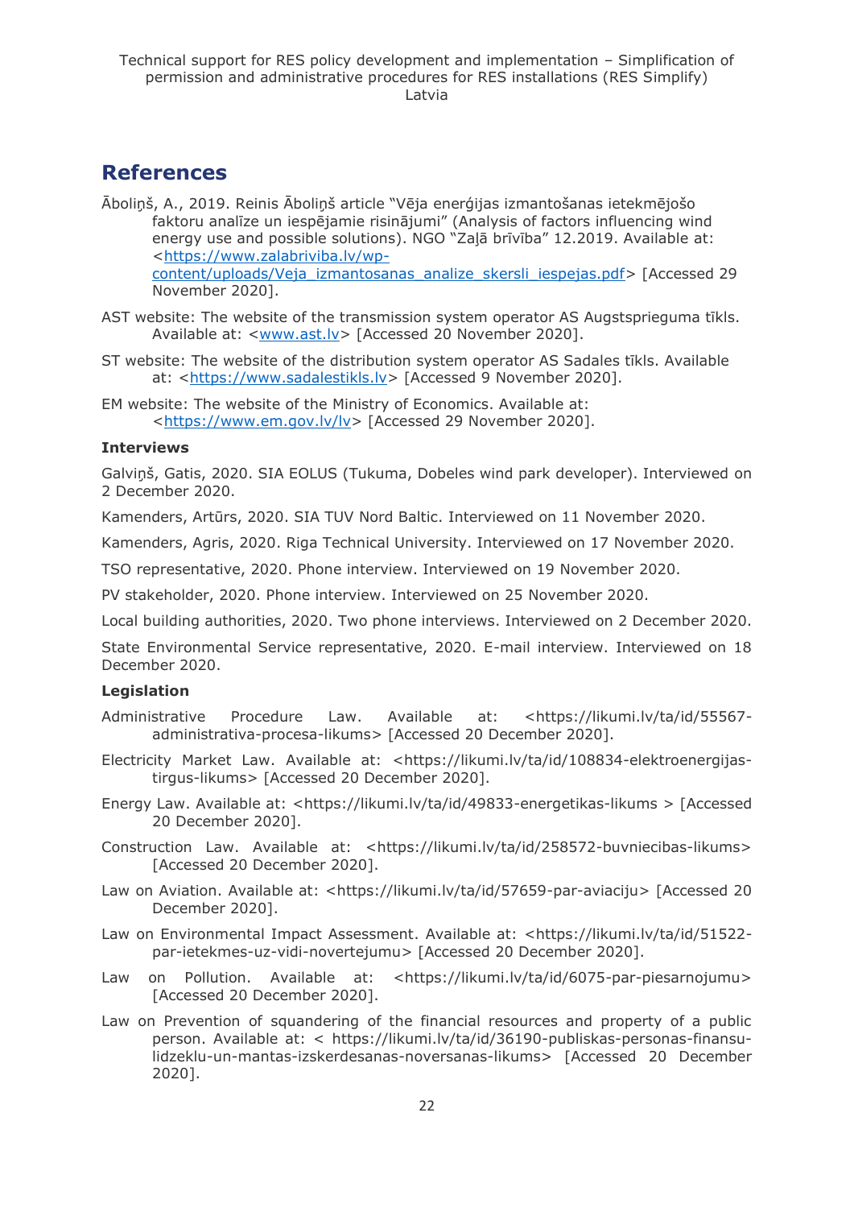# References

Āboliņš, A., 2019. Reinis Āboliņš article "Vēja enerģijas izmantošanas ietekmējošo faktoru analīze un iespējamie risinājumi" (Analysis of factors influencing wind energy use and possible solutions). NGO "Zaļā brīvība" 12.2019. Available at: <https://www.zalabriviba.lv/wp-content/uploads/Veja_izmantosanas_analize_skersli_iespejas.pdf> [Accessed 29 November 2020].

AST website: The website of the transmission system operator AS Augstsprieguma tīkls. Available at: <www.ast.lv> [Accessed 20 November 2020].

ST website: The website of the distribution system operator AS Sadales tīkls. Available at: <https://www.sadalestikls.lv> [Accessed 9 November 2020].

EM website: The website of the Ministry of Economics. Available at: <https://www.em.gov.lv/lv> [Accessed 29 November 2020].

### Interviews

Galviņš, Gatis, 2020. SIA EOLUS (Tukuma, Dobeles wind park developer). Interviewed on 2 December 2020.

Kamenders, Artūrs, 2020. SIA TUV Nord Baltic. Interviewed on 11 November 2020.

Kamenders, Agris, 2020. Riga Technical University. Interviewed on 17 November 2020.

TSO representative, 2020. Phone interview. Interviewed on 19 November 2020.

PV stakeholder, 2020. Phone interview. Interviewed on 25 November 2020.

Local building authorities, 2020. Two phone interviews. Interviewed on 2 December 2020.

State Environmental Service representative, 2020. E-mail interview. Interviewed on 18 December 2020.

### Legislation

Administrative Procedure Law. Available at: <https://likumi.lv/ta/id/55567-administrativa-procesa-likums> [Accessed 20 December 2020].

Electricity Market Law. Available at: <https://likumi.lv/ta/id/108834-elektroenergijas-tirgus-likums> [Accessed 20 December 2020].

Energy Law. Available at: <https://likumi.lv/ta/id/49833-energetikas-likums > [Accessed 20 December 2020].

Construction Law. Available at: <https://likumi.lv/ta/id/258572-buvniecibas-likums> [Accessed 20 December 2020].

Law on Aviation. Available at: <https://likumi.lv/ta/id/57659-par-aviaciju> [Accessed 20 December 2020].

Law on Environmental Impact Assessment. Available at: <https://likumi.lv/ta/id/51522-par-ietekmes-uz-vidi-novertejumu> [Accessed 20 December 2020].

Law on Pollution. Available at: <https://likumi.lv/ta/id/6075-par-piesarnojumu> [Accessed 20 December 2020].

Law on Prevention of squandering of the financial resources and property of a public person. Available at: < https://likumi.lv/ta/id/36190-publiskas-personas-finansu-lidzeklu-un-mantas-izskerdesanas-noversanas-likums> [Accessed 20 December 2020].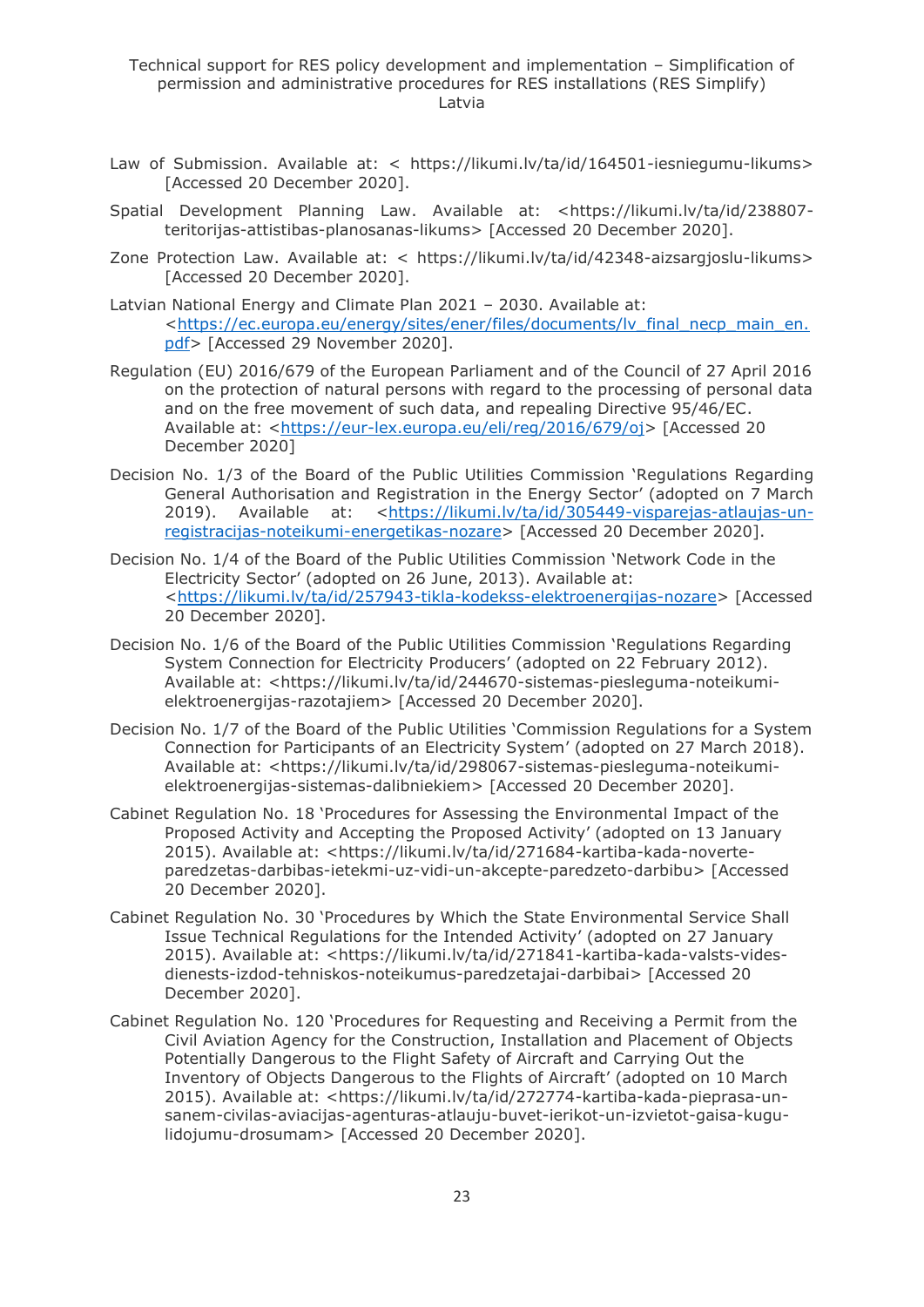Law of Submission. Available at: < https://likumi.lv/ta/id/164501-iesniegumu-likums> [Accessed 20 December 2020].

Spatial Development Planning Law. Available at: <https://likumi.lv/ta/id/238807-teritorijas-attistibas-planosanas-likums> [Accessed 20 December 2020].

Zone Protection Law. Available at: < https://likumi.lv/ta/id/42348-aizsargjoslu-likums> [Accessed 20 December 2020].

Latvian National Energy and Climate Plan 2021 – 2030. Available at: <https://ec.europa.eu/energy/sites/ener/files/documents/lv_final_necp_main_en.pdf> [Accessed 29 November 2020].

Regulation (EU) 2016/679 of the European Parliament and of the Council of 27 April 2016 on the protection of natural persons with regard to the processing of personal data and on the free movement of such data, and repealing Directive 95/46/EC. Available at: <https://eur-lex.europa.eu/eli/reg/2016/679/oj> [Accessed 20 December 2020]

Decision No. 1/3 of the Board of the Public Utilities Commission 'Regulations Regarding General Authorisation and Registration in the Energy Sector' (adopted on 7 March 2019). Available at: <https://likumi.lv/ta/id/305449-visparejas-atlaujas-un-registracijas-noteikumi-energetikas-nozare> [Accessed 20 December 2020].

Decision No. 1/4 of the Board of the Public Utilities Commission 'Network Code in the Electricity Sector' (adopted on 26 June, 2013). Available at: <https://likumi.lv/ta/id/257943-tikla-kodekss-elektroenergijas-nozare> [Accessed 20 December 2020].

Decision No. 1/6 of the Board of the Public Utilities Commission 'Regulations Regarding System Connection for Electricity Producers' (adopted on 22 February 2012). Available at: <https://likumi.lv/ta/id/244670-sistemas-piesleguma-noteikumi-elektroenergijas-razotajiem> [Accessed 20 December 2020].

Decision No. 1/7 of the Board of the Public Utilities 'Commission Regulations for a System Connection for Participants of an Electricity System' (adopted on 27 March 2018). Available at: <https://likumi.lv/ta/id/298067-sistemas-piesleguma-noteikumi-elektroenergijas-sistemas-dalibniekiem> [Accessed 20 December 2020].

Cabinet Regulation No. 18 'Procedures for Assessing the Environmental Impact of the Proposed Activity and Accepting the Proposed Activity' (adopted on 13 January 2015). Available at: <https://likumi.lv/ta/id/271684-kartiba-kada-noverte-paredzetas-darbibas-ietekmi-uz-vidi-un-akcepte-paredzeto-darbibu> [Accessed 20 December 2020].

Cabinet Regulation No. 30 'Procedures by Which the State Environmental Service Shall Issue Technical Regulations for the Intended Activity' (adopted on 27 January 2015). Available at: <https://likumi.lv/ta/id/271841-kartiba-kada-valsts-vides-dienests-izdod-tehniskos-noteikumus-paredzetajai-darbibai> [Accessed 20 December 2020].

Cabinet Regulation No. 120 'Procedures for Requesting and Receiving a Permit from the Civil Aviation Agency for the Construction, Installation and Placement of Objects Potentially Dangerous to the Flight Safety of Aircraft and Carrying Out the Inventory of Objects Dangerous to the Flights of Aircraft' (adopted on 10 March 2015). Available at: <https://likumi.lv/ta/id/272774-kartiba-kada-pieprasa-un-sanem-civilas-aviacijas-agenturas-atlauju-buvet-ierikot-un-izvietot-gaisa-kugu-lidojumu-drosumam> [Accessed 20 December 2020].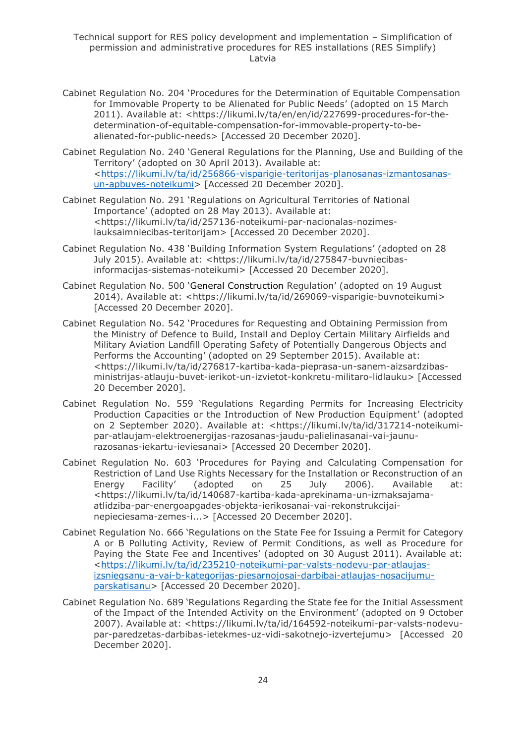Cabinet Regulation No. 204 'Procedures for the Determination of Equitable Compensation for Immovable Property to be Alienated for Public Needs' (adopted on 15 March 2011). Available at: <https://likumi.lv/ta/en/en/id/227699-procedures-for-the-determination-of-equitable-compensation-for-immovable-property-to-be-alienated-for-public-needs> [Accessed 20 December 2020].

Cabinet Regulation No. 240 'General Regulations for the Planning, Use and Building of the Territory' (adopted on 30 April 2013). Available at: <https://likumi.lv/ta/id/256866-visparigie-teritorijas-planosanas-izmantosanas-un-apbuves-noteikumi> [Accessed 20 December 2020].

Cabinet Regulation No. 291 'Regulations on Agricultural Territories of National Importance' (adopted on 28 May 2013). Available at: <https://likumi.lv/ta/id/257136-noteikumi-par-nacionalas-nozimes-lauksaimniecibas-teritorijam> [Accessed 20 December 2020].

Cabinet Regulation No. 438 'Building Information System Regulations' (adopted on 28 July 2015). Available at: <https://likumi.lv/ta/id/275847-buvniecibas-informacijas-sistemas-noteikumi> [Accessed 20 December 2020].

Cabinet Regulation No. 500 'General Construction Regulation' (adopted on 19 August 2014). Available at: <https://likumi.lv/ta/id/269069-visparigie-buvnoteikumi> [Accessed 20 December 2020].

Cabinet Regulation No. 542 'Procedures for Requesting and Obtaining Permission from the Ministry of Defence to Build, Install and Deploy Certain Military Airfields and Military Aviation Landfill Operating Safety of Potentially Dangerous Objects and Performs the Accounting' (adopted on 29 September 2015). Available at: <https://likumi.lv/ta/id/276817-kartiba-kada-pieprasa-un-sanem-aizsardzibas-ministrijas-atlauju-buvet-ierikot-un-izvietot-konkretu-militaro-lidlauku> [Accessed 20 December 2020].

Cabinet Regulation No. 559 'Regulations Regarding Permits for Increasing Electricity Production Capacities or the Introduction of New Production Equipment' (adopted on 2 September 2020). Available at: <https://likumi.lv/ta/id/317214-noteikumi-par-atlaujam-elektroenergijas-razosanas-jaudu-palielinasanai-vai-jaunu-razosanas-iekartu-ieviesanai> [Accessed 20 December 2020].

Cabinet Regulation No. 603 'Procedures for Paying and Calculating Compensation for Restriction of Land Use Rights Necessary for the Installation or Reconstruction of an Energy Facility' (adopted on 25 July 2006). Available at: <https://likumi.lv/ta/id/140687-kartiba-kada-aprekinama-un-izmaksajama-atlidziba-par-energoapgades-objekta-ierikosanai-vai-rekonstrukcijai-nepieciesama-zemes-i...> [Accessed 20 December 2020].

Cabinet Regulation No. 666 'Regulations on the State Fee for Issuing a Permit for Category A or B Polluting Activity, Review of Permit Conditions, as well as Procedure for Paying the State Fee and Incentives' (adopted on 30 August 2011). Available at: <https://likumi.lv/ta/id/235210-noteikumi-par-valsts-nodevu-par-atlaujas-izsniegsanu-a-vai-b-kategorijas-piesarnojosai-darbibai-atlaujas-nosacijumu-parskatisanu> [Accessed 20 December 2020].

Cabinet Regulation No. 689 'Regulations Regarding the State fee for the Initial Assessment of the Impact of the Intended Activity on the Environment' (adopted on 9 October 2007). Available at: <https://likumi.lv/ta/id/164592-noteikumi-par-valsts-nodevu-par-paredzetas-darbibas-ietekmes-uz-vidi-sakotnejo-izvertejumu> [Accessed 20 December 2020].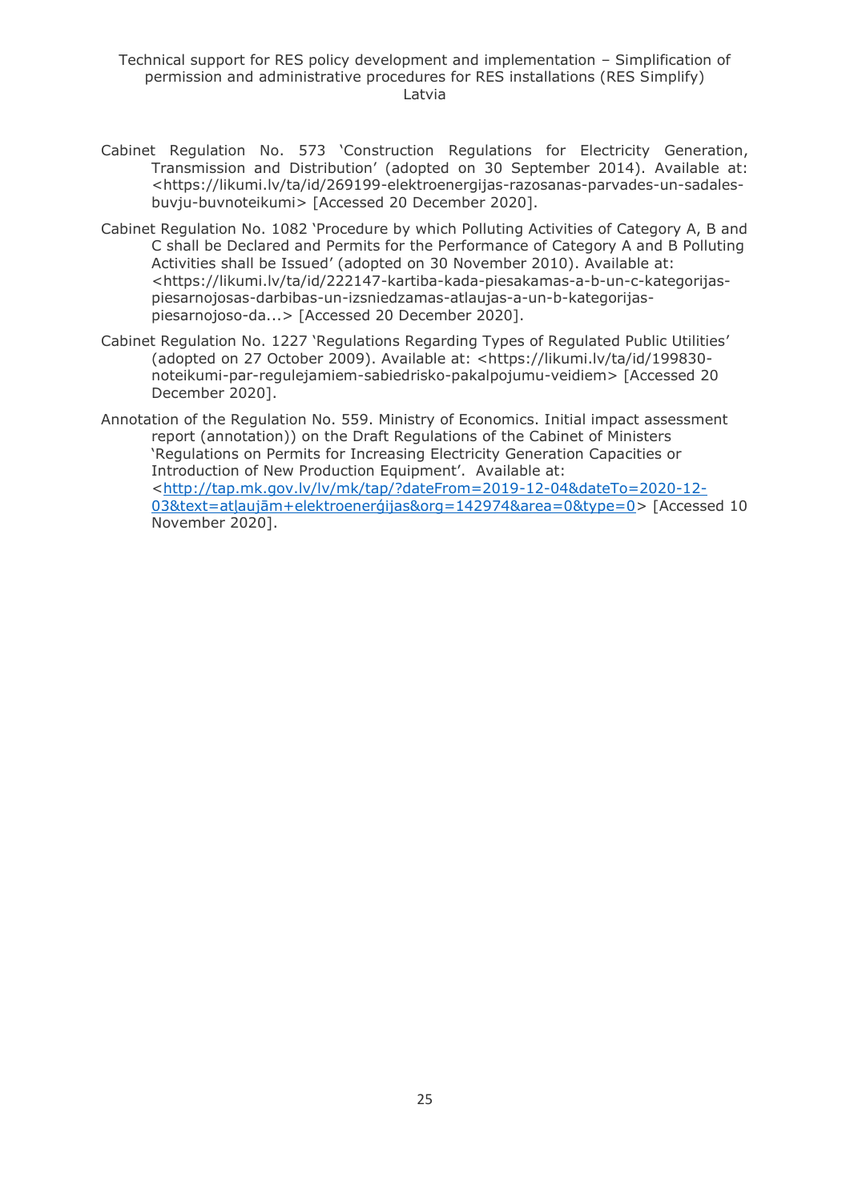Cabinet Regulation No. 573 'Construction Regulations for Electricity Generation, Transmission and Distribution' (adopted on 30 September 2014). Available at: <https://likumi.lv/ta/id/269199-elektroenergijas-razosanas-parvades-un-sadales-buvju-buvnoteikumi> [Accessed 20 December 2020].

Cabinet Regulation No. 1082 'Procedure by which Polluting Activities of Category A, B and C shall be Declared and Permits for the Performance of Category A and B Polluting Activities shall be Issued' (adopted on 30 November 2010). Available at: <https://likumi.lv/ta/id/222147-kartiba-kada-piesakamas-a-b-un-c-kategorijas-piesarnojosas-darbibas-un-izsniedzamas-atlaujas-a-un-b-kategorijas-piesarnojoso-da...> [Accessed 20 December 2020].

Cabinet Regulation No. 1227 'Regulations Regarding Types of Regulated Public Utilities' (adopted on 27 October 2009). Available at: <https://likumi.lv/ta/id/199830-noteikumi-par-regulejamiem-sabiedrisko-pakalpojumu-veidiem> [Accessed 20 December 2020].

Annotation of the Regulation No. 559. Ministry of Economics. Initial impact assessment report (annotation)) on the Draft Regulations of the Cabinet of Ministers 'Regulations on Permits for Increasing Electricity Generation Capacities or Introduction of New Production Equipment'. Available at: <http://tap.mk.gov.lv/lv/mk/tap/?dateFrom=2019-12-04&dateTo=2020-12-03&text=atļaujām+elektroenerģijas&org=142974&area=0&type=0> [Accessed 10 November 2020].